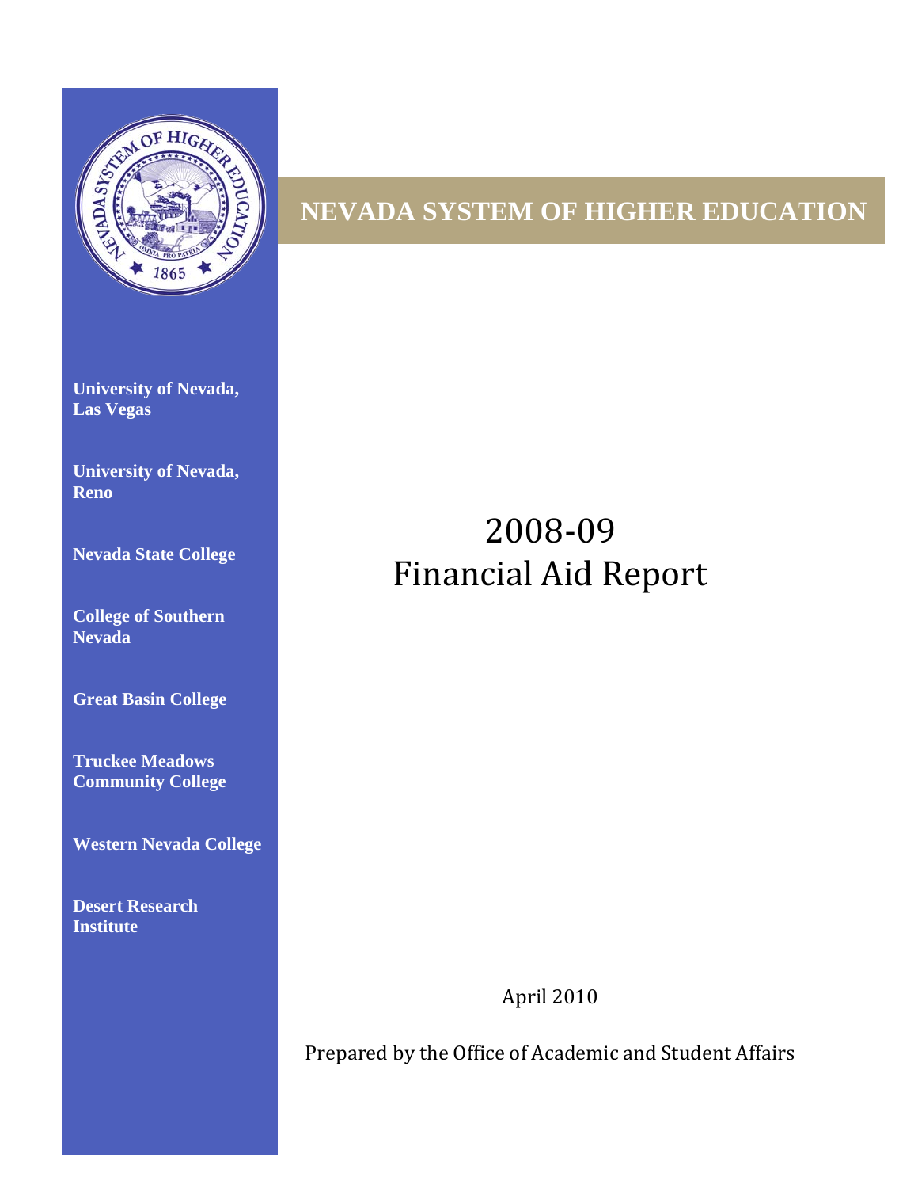# NEVADA SYSTEM OF HIGHER EDUCATION

**University of Nevada, Las Vegas**

**University of Nevada, Reno**

**Nevada State College**

**College of Southern Nevada**

**Great Basin College**

**Truckee Meadows Community College**

**Western Nevada College**

**Desert Research Institute**

# 2008-09 Financial Aid Report

April 2010

Prepared by the Office of Academic and Student Affairs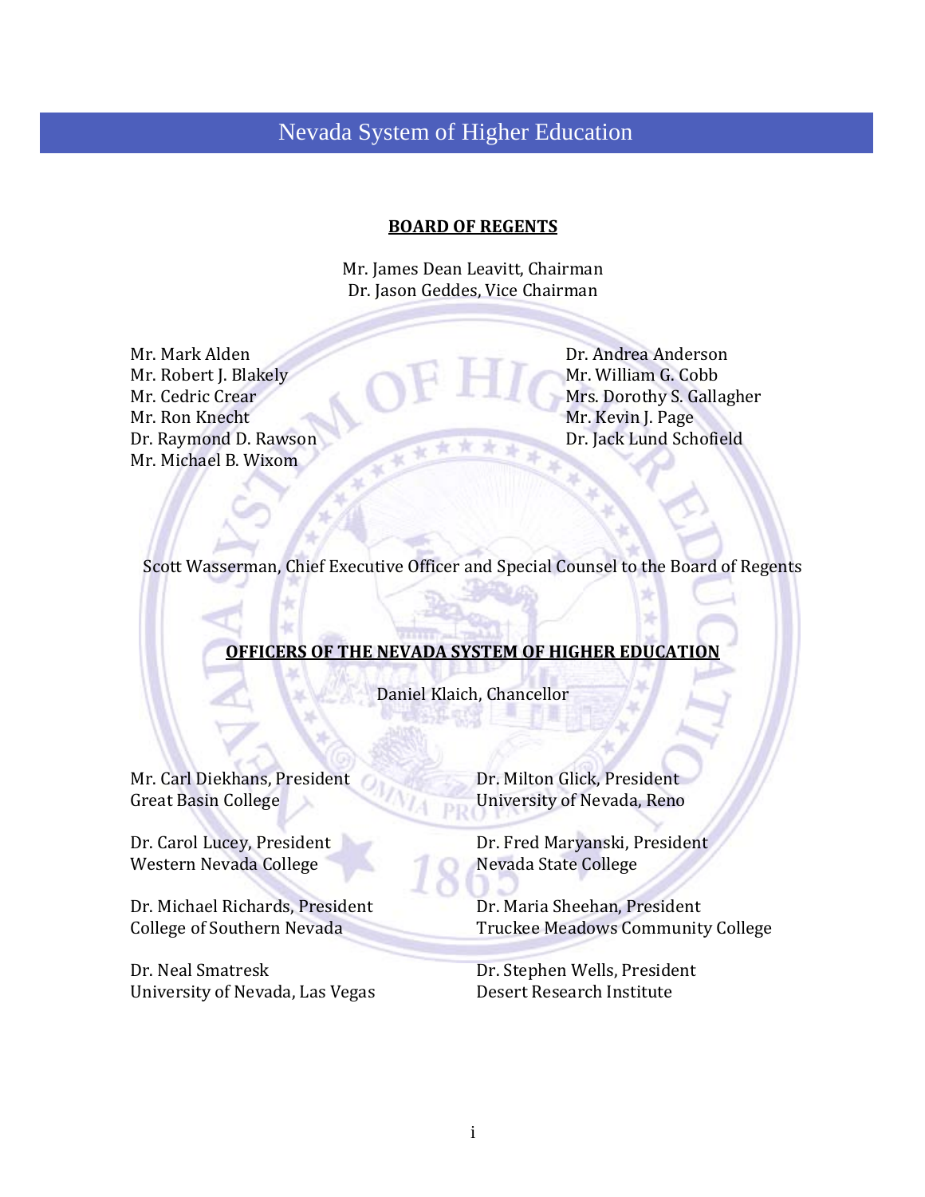# Nevada System of Higher Education

## BOARD OF REGENTS

Mr. James Dean Leavitt, Chairman
Dr. Jason Geddes, Vice Chairman

Mr. Mark Alden
Mr. Robert J. Blakely
Mr. Cedric Crear
Mr. Ron Knecht
Dr. Raymond D. Rawson
Mr. Michael B. Wixom

Dr. Andrea Anderson
Mr. William G. Cobb
Mrs. Dorothy S. Gallagher
Mr. Kevin J. Page
Dr. Jack Lund Schofield

Scott Wasserman, Chief Executive Officer and Special Counsel to the Board of Regents

## OFFICERS OF THE NEVADA SYSTEM OF HIGHER EDUCATION

Daniel Klaich, Chancellor

Mr. Carl Diekhans, President
Great Basin College

Dr. Milton Glick, President
University of Nevada, Reno

Dr. Carol Lucey, President
Western Nevada College

Dr. Fred Maryanski, President
Nevada State College

Dr. Michael Richards, President
College of Southern Nevada

Dr. Maria Sheehan, President
Truckee Meadows Community College

Dr. Neal Smatresk
University of Nevada, Las Vegas

Dr. Stephen Wells, President
Desert Research Institute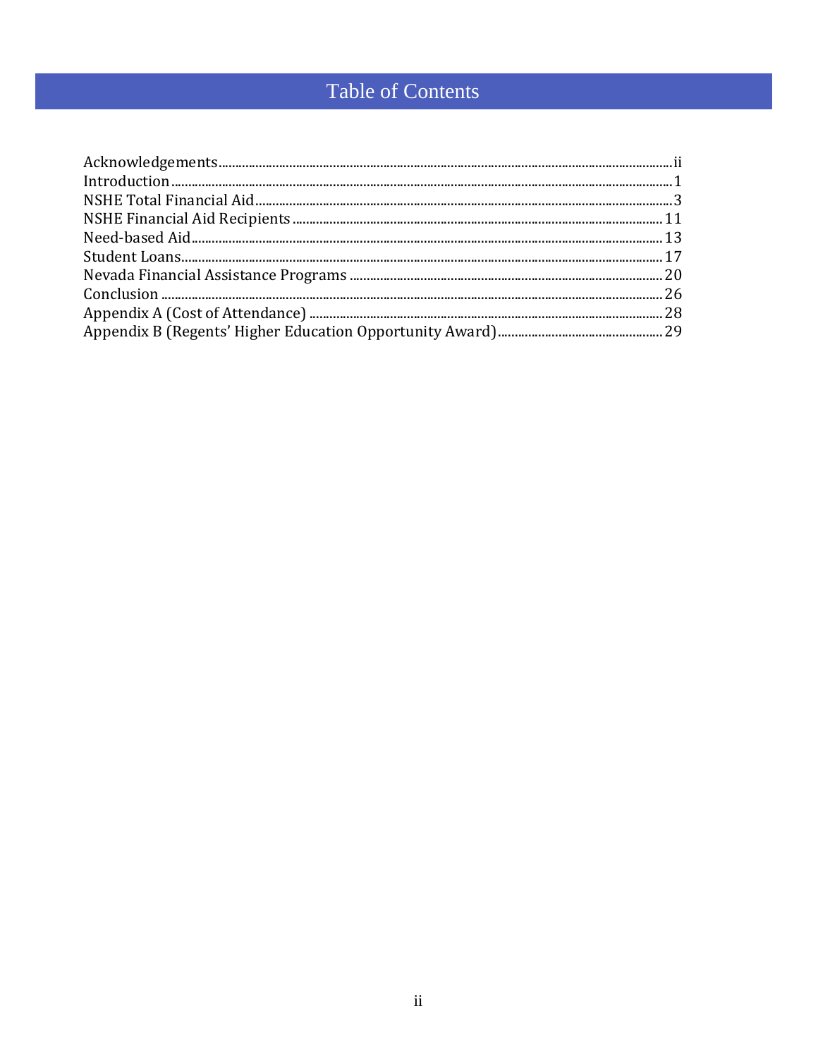# Table of Contents

Acknowledgements .......... ii
Introduction .......... 1
NSHE Total Financial Aid .......... 3
NSHE Financial Aid Recipients .......... 11
Need-based Aid .......... 13
Student Loans .......... 17
Nevada Financial Assistance Programs .......... 20
Conclusion .......... 26
Appendix A (Cost of Attendance) .......... 28
Appendix B (Regents' Higher Education Opportunity Award) .......... 29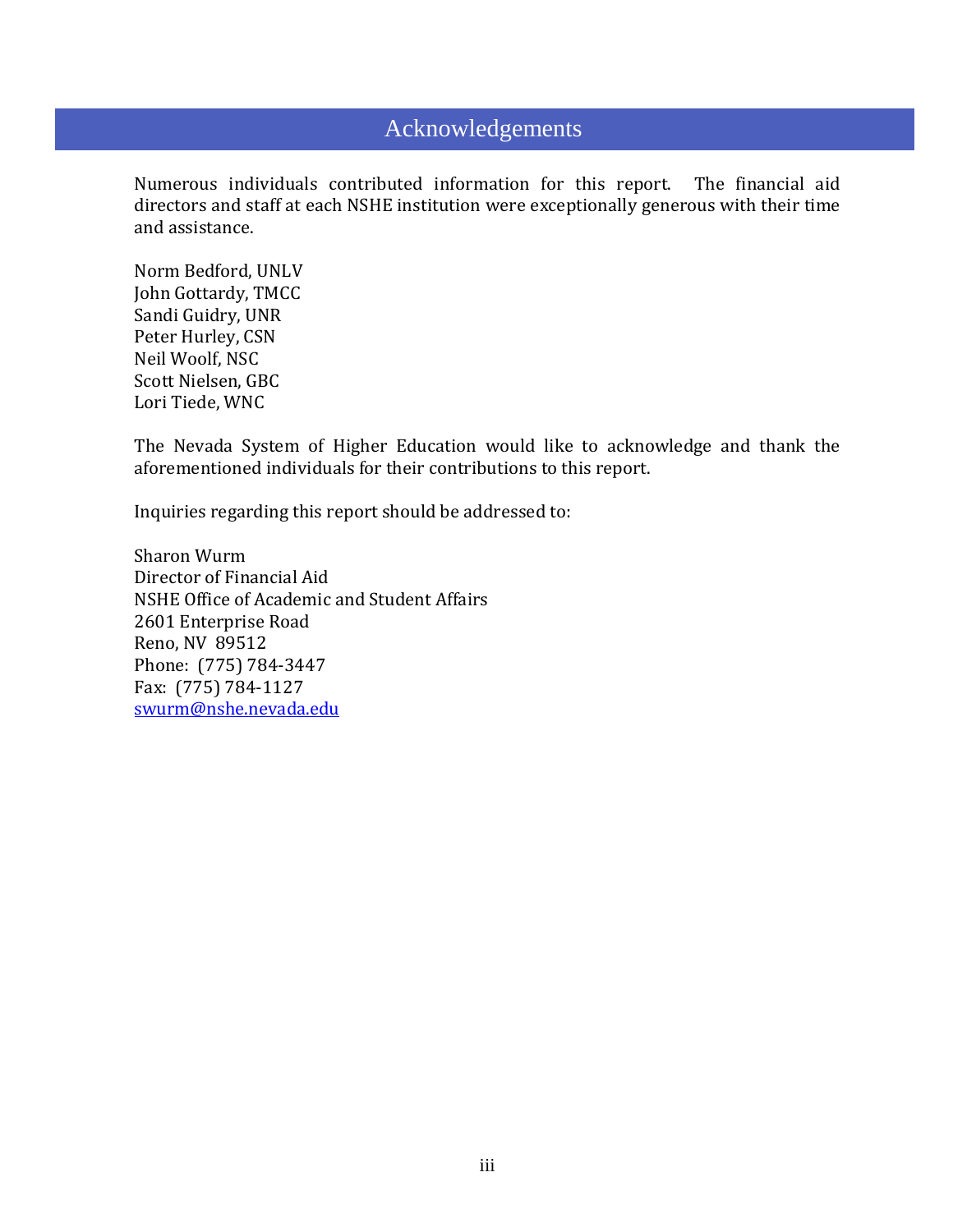# Acknowledgements

Numerous individuals contributed information for this report. The financial aid directors and staff at each NSHE institution were exceptionally generous with their time and assistance.

Norm Bedford, UNLV
John Gottardy, TMCC
Sandi Guidry, UNR
Peter Hurley, CSN
Neil Woolf, NSC
Scott Nielsen, GBC
Lori Tiede, WNC

The Nevada System of Higher Education would like to acknowledge and thank the aforementioned individuals for their contributions to this report.

Inquiries regarding this report should be addressed to:

Sharon Wurm
Director of Financial Aid
NSHE Office of Academic and Student Affairs
2601 Enterprise Road
Reno, NV 89512
Phone: (775) 784-3447
Fax: (775) 784-1127
swurm@nshe.nevada.edu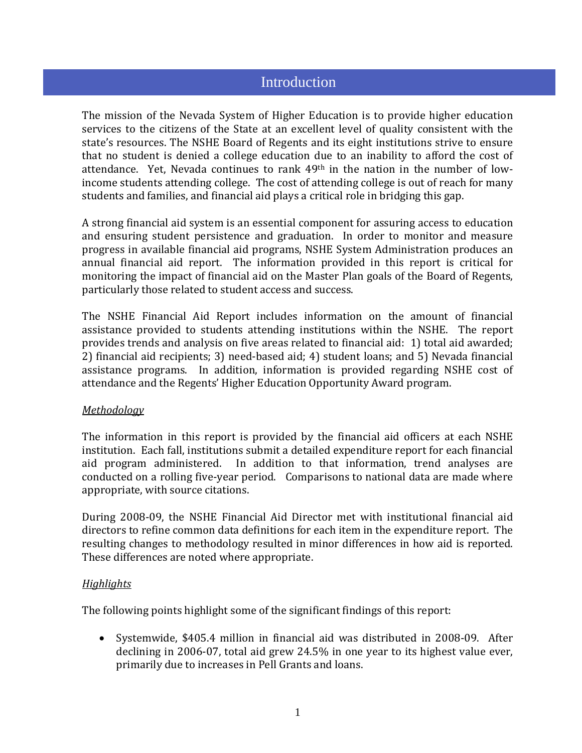# Introduction

The mission of the Nevada System of Higher Education is to provide higher education services to the citizens of the State at an excellent level of quality consistent with the state's resources. The NSHE Board of Regents and its eight institutions strive to ensure that no student is denied a college education due to an inability to afford the cost of attendance. Yet, Nevada continues to rank 49th in the nation in the number of low-income students attending college. The cost of attending college is out of reach for many students and families, and financial aid plays a critical role in bridging this gap.

A strong financial aid system is an essential component for assuring access to education and ensuring student persistence and graduation. In order to monitor and measure progress in available financial aid programs, NSHE System Administration produces an annual financial aid report. The information provided in this report is critical for monitoring the impact of financial aid on the Master Plan goals of the Board of Regents, particularly those related to student access and success.

The NSHE Financial Aid Report includes information on the amount of financial assistance provided to students attending institutions within the NSHE. The report provides trends and analysis on five areas related to financial aid: 1) total aid awarded; 2) financial aid recipients; 3) need-based aid; 4) student loans; and 5) Nevada financial assistance programs. In addition, information is provided regarding NSHE cost of attendance and the Regents' Higher Education Opportunity Award program.

*Methodology*

The information in this report is provided by the financial aid officers at each NSHE institution. Each fall, institutions submit a detailed expenditure report for each financial aid program administered. In addition to that information, trend analyses are conducted on a rolling five-year period. Comparisons to national data are made where appropriate, with source citations.

During 2008-09, the NSHE Financial Aid Director met with institutional financial aid directors to refine common data definitions for each item in the expenditure report. The resulting changes to methodology resulted in minor differences in how aid is reported. These differences are noted where appropriate.

*Highlights*

The following points highlight some of the significant findings of this report:

- Systemwide, $405.4 million in financial aid was distributed in 2008-09. After declining in 2006-07, total aid grew 24.5% in one year to its highest value ever, primarily due to increases in Pell Grants and loans.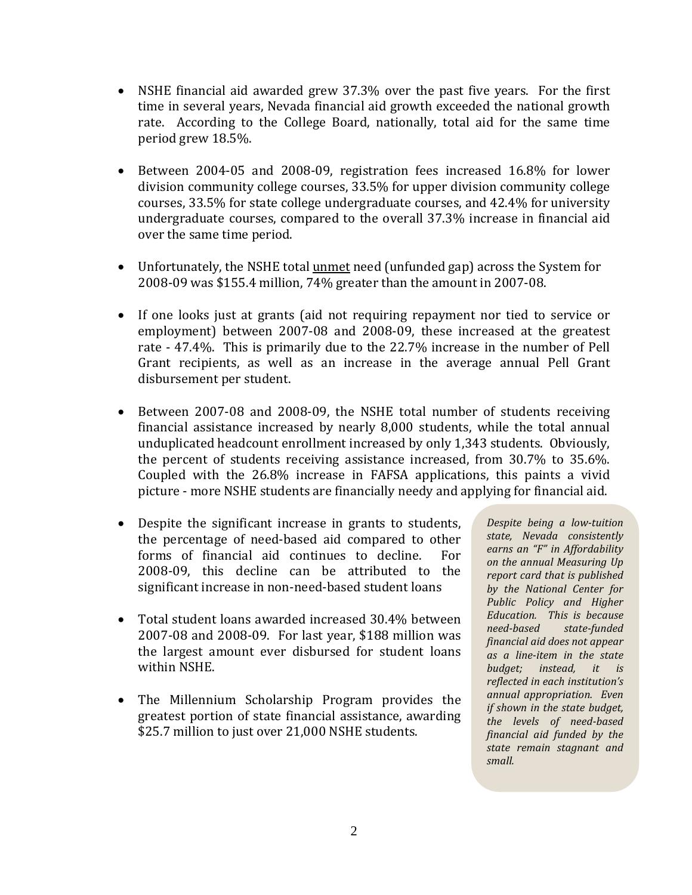- NSHE financial aid awarded grew 37.3% over the past five years. For the first time in several years, Nevada financial aid growth exceeded the national growth rate. According to the College Board, nationally, total aid for the same time period grew 18.5%.

- Between 2004-05 and 2008-09, registration fees increased 16.8% for lower division community college courses, 33.5% for upper division community college courses, 33.5% for state college undergraduate courses, and 42.4% for university undergraduate courses, compared to the overall 37.3% increase in financial aid over the same time period.

- Unfortunately, the NSHE total unmet need (unfunded gap) across the System for 2008-09 was $155.4 million, 74% greater than the amount in 2007-08.

- If one looks just at grants (aid not requiring repayment nor tied to service or employment) between 2007-08 and 2008-09, these increased at the greatest rate - 47.4%. This is primarily due to the 22.7% increase in the number of Pell Grant recipients, as well as an increase in the average annual Pell Grant disbursement per student.

- Between 2007-08 and 2008-09, the NSHE total number of students receiving financial assistance increased by nearly 8,000 students, while the total annual unduplicated headcount enrollment increased by only 1,343 students. Obviously, the percent of students receiving assistance increased, from 30.7% to 35.6%. Coupled with the 26.8% increase in FAFSA applications, this paints a vivid picture - more NSHE students are financially needy and applying for financial aid.

- Despite the significant increase in grants to students, the percentage of need-based aid compared to other forms of financial aid continues to decline. For 2008-09, this decline can be attributed to the significant increase in non-need-based student loans

- Total student loans awarded increased 30.4% between 2007-08 and 2008-09. For last year, $188 million was the largest amount ever disbursed for student loans within NSHE.

- The Millennium Scholarship Program provides the greatest portion of state financial assistance, awarding $25.7 million to just over 21,000 NSHE students.

*Despite being a low-tuition state, Nevada consistently earns an "F" in Affordability on the annual Measuring Up report card that is published by the National Center for Public Policy and Higher Education. This is because need-based state-funded financial aid does not appear as a line-item in the state budget; instead, it is reflected in each institution's annual appropriation. Even if shown in the state budget, the levels of need-based financial aid funded by the state remain stagnant and small.*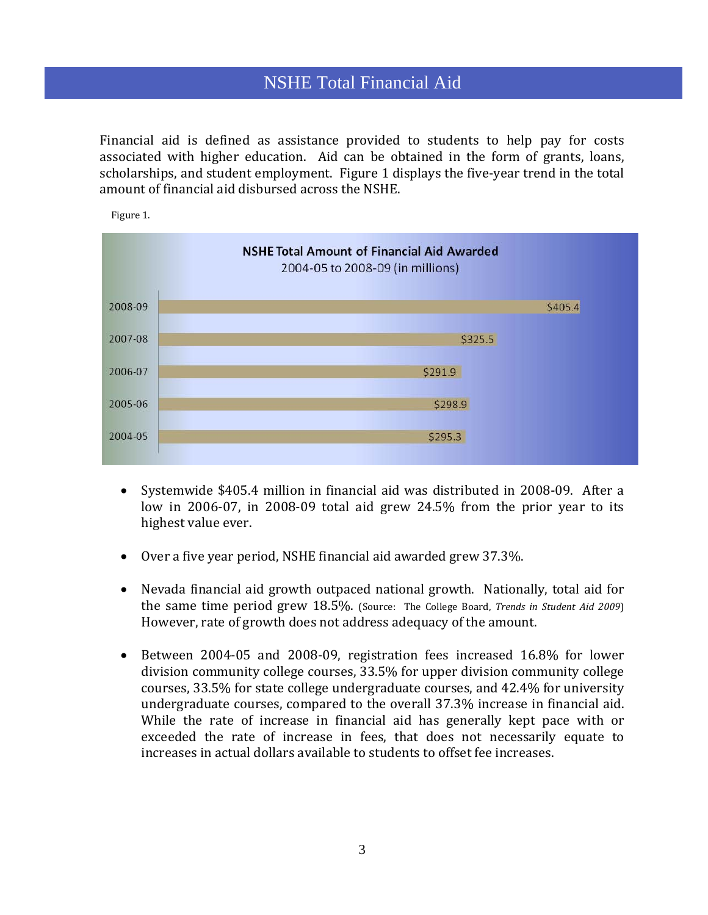# NSHE Total Financial Aid

Financial aid is defined as assistance provided to students to help pay for costs associated with higher education. Aid can be obtained in the form of grants, loans, scholarships, and student employment. Figure 1 displays the five-year trend in the total amount of financial aid disbursed across the NSHE.

Figure 1.

**NSHE Total Amount of Financial Aid Awarded**
2004-05 to 2008-09 (in millions)

| Year | Amount |
|---|---|
| 2008-09 | $405.4 |
| 2007-08 | $325.5 |
| 2006-07 | $291.9 |
| 2005-06 | $298.9 |
| 2004-05 | $295.3 |

- Systemwide $405.4 million in financial aid was distributed in 2008-09. After a low in 2006-07, in 2008-09 total aid grew 24.5% from the prior year to its highest value ever.
- Over a five year period, NSHE financial aid awarded grew 37.3%.
- Nevada financial aid growth outpaced national growth. Nationally, total aid for the same time period grew 18.5%. (Source: The College Board, *Trends in Student Aid 2009*) However, rate of growth does not address adequacy of the amount.
- Between 2004-05 and 2008-09, registration fees increased 16.8% for lower division community college courses, 33.5% for upper division community college courses, 33.5% for state college undergraduate courses, and 42.4% for university undergraduate courses, compared to the overall 37.3% increase in financial aid. While the rate of increase in financial aid has generally kept pace with or exceeded the rate of increase in fees, that does not necessarily equate to increases in actual dollars available to students to offset fee increases.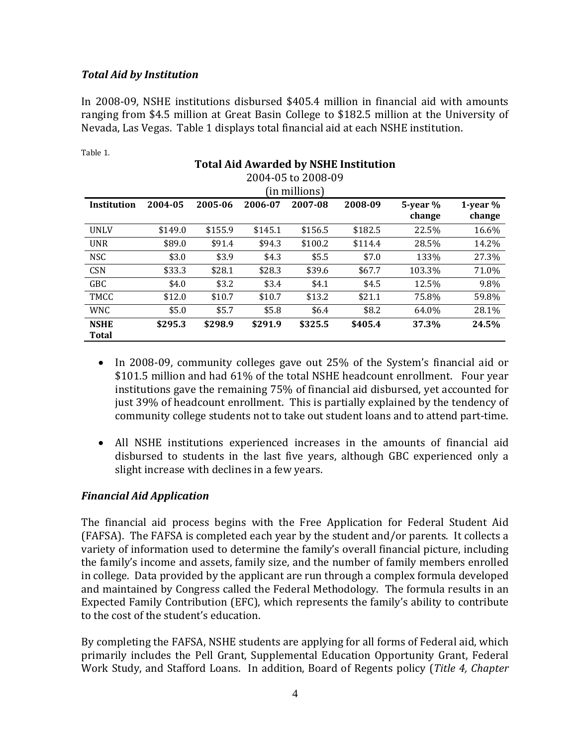### *Total Aid by Institution*

In 2008-09, NSHE institutions disbursed $405.4 million in financial aid with amounts ranging from $4.5 million at Great Basin College to $182.5 million at the University of Nevada, Las Vegas. Table 1 displays total financial aid at each NSHE institution.

Table 1.

**Total Aid Awarded by NSHE Institution**
2004-05 to 2008-09
(in millions)

| Institution | 2004-05 | 2005-06 | 2006-07 | 2007-08 | 2008-09 | 5-year % change | 1-year % change |
|---|---|---|---|---|---|---|---|
| UNLV | $149.0 | $155.9 | $145.1 | $156.5 | $182.5 | 22.5% | 16.6% |
| UNR | $89.0 | $91.4 | $94.3 | $100.2 | $114.4 | 28.5% | 14.2% |
| NSC | $3.0 | $3.9 | $4.3 | $5.5 | $7.0 | 133% | 27.3% |
| CSN | $33.3 | $28.1 | $28.3 | $39.6 | $67.7 | 103.3% | 71.0% |
| GBC | $4.0 | $3.2 | $3.4 | $4.1 | $4.5 | 12.5% | 9.8% |
| TMCC | $12.0 | $10.7 | $10.7 | $13.2 | $21.1 | 75.8% | 59.8% |
| WNC | $5.0 | $5.7 | $5.8 | $6.4 | $8.2 | 64.0% | 28.1% |
| **NSHE Total** | **$295.3** | **$298.9** | **$291.9** | **$325.5** | **$405.4** | **37.3%** | **24.5%** |

- In 2008-09, community colleges gave out 25% of the System's financial aid or $101.5 million and had 61% of the total NSHE headcount enrollment. Four year institutions gave the remaining 75% of financial aid disbursed, yet accounted for just 39% of headcount enrollment. This is partially explained by the tendency of community college students not to take out student loans and to attend part-time.
- All NSHE institutions experienced increases in the amounts of financial aid disbursed to students in the last five years, although GBC experienced only a slight increase with declines in a few years.

### *Financial Aid Application*

The financial aid process begins with the Free Application for Federal Student Aid (FAFSA). The FAFSA is completed each year by the student and/or parents. It collects a variety of information used to determine the family's overall financial picture, including the family's income and assets, family size, and the number of family members enrolled in college. Data provided by the applicant are run through a complex formula developed and maintained by Congress called the Federal Methodology. The formula results in an Expected Family Contribution (EFC), which represents the family's ability to contribute to the cost of the student's education.

By completing the FAFSA, NSHE students are applying for all forms of Federal aid, which primarily includes the Pell Grant, Supplemental Education Opportunity Grant, Federal Work Study, and Stafford Loans. In addition, Board of Regents policy (*Title 4, Chapter*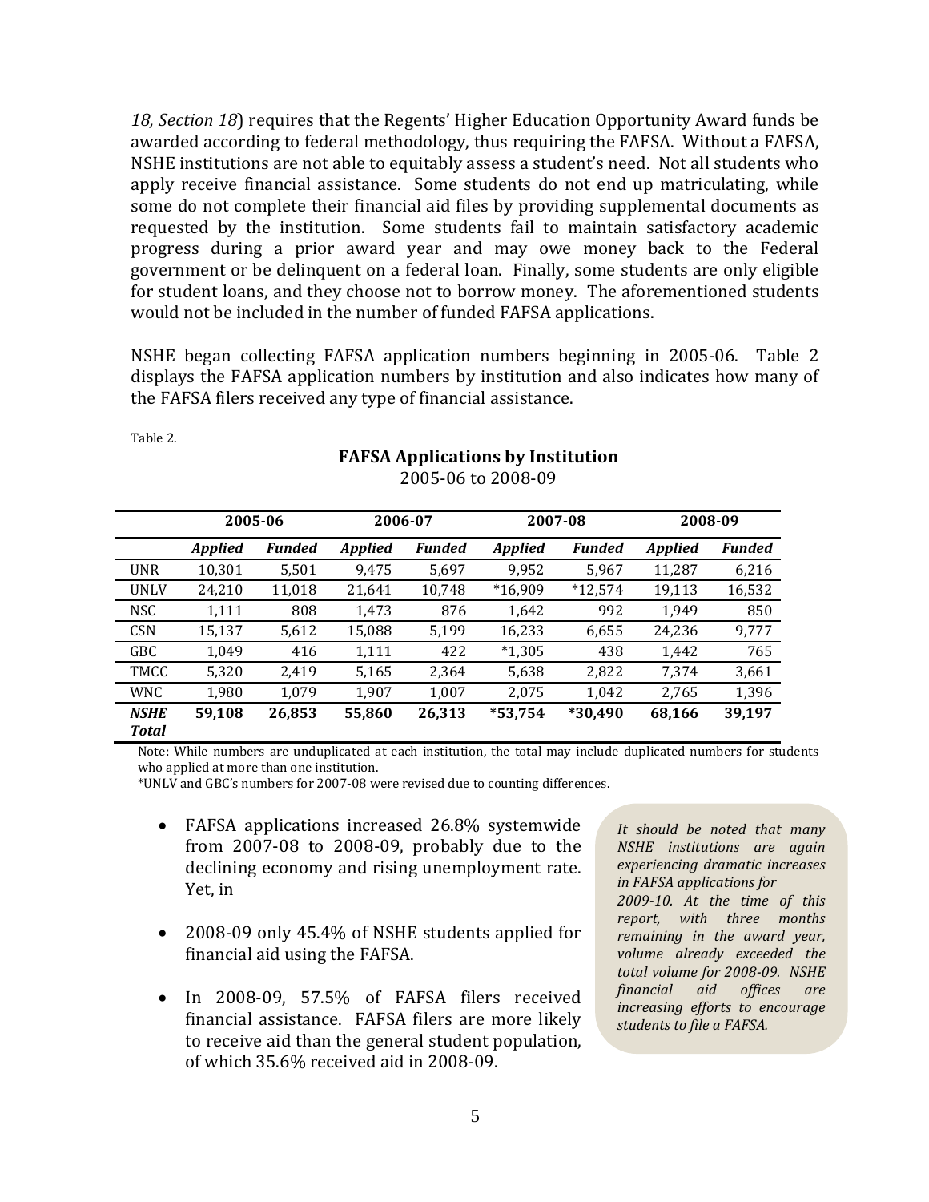*18, Section 18*) requires that the Regents' Higher Education Opportunity Award funds be awarded according to federal methodology, thus requiring the FAFSA. Without a FAFSA, NSHE institutions are not able to equitably assess a student's need. Not all students who apply receive financial assistance. Some students do not end up matriculating, while some do not complete their financial aid files by providing supplemental documents as requested by the institution. Some students fail to maintain satisfactory academic progress during a prior award year and may owe money back to the Federal government or be delinquent on a federal loan. Finally, some students are only eligible for student loans, and they choose not to borrow money. The aforementioned students would not be included in the number of funded FAFSA applications.

NSHE began collecting FAFSA application numbers beginning in 2005-06. Table 2 displays the FAFSA application numbers by institution and also indicates how many of the FAFSA filers received any type of financial assistance.

Table 2.

**FAFSA Applications by Institution**
2005-06 to 2008-09

| | 2005-06 | | 2006-07 | | 2007-08 | | 2008-09 | |
|---|---|---|---|---|---|---|---|---|
| | *Applied* | *Funded* | *Applied* | *Funded* | *Applied* | *Funded* | *Applied* | *Funded* |
| UNR | 10,301 | 5,501 | 9,475 | 5,697 | 9,952 | 5,967 | 11,287 | 6,216 |
| UNLV | 24,210 | 11,018 | 21,641 | 10,748 | *16,909 | *12,574 | 19,113 | 16,532 |
| NSC | 1,111 | 808 | 1,473 | 876 | 1,642 | 992 | 1,949 | 850 |
| CSN | 15,137 | 5,612 | 15,088 | 5,199 | 16,233 | 6,655 | 24,236 | 9,777 |
| GBC | 1,049 | 416 | 1,111 | 422 | *1,305 | 438 | 1,442 | 765 |
| TMCC | 5,320 | 2,419 | 5,165 | 2,364 | 5,638 | 2,822 | 7,374 | 3,661 |
| WNC | 1,980 | 1,079 | 1,907 | 1,007 | 2,075 | 1,042 | 2,765 | 1,396 |
| ***NSHE Total*** | **59,108** | **26,853** | **55,860** | **26,313** | ***53,754** | ***30,490** | **68,166** | **39,197** |

Note: While numbers are unduplicated at each institution, the total may include duplicated numbers for students who applied at more than one institution.
*UNLV and GBC's numbers for 2007-08 were revised due to counting differences.

- FAFSA applications increased 26.8% systemwide from 2007-08 to 2008-09, probably due to the declining economy and rising unemployment rate. Yet, in
- 2008-09 only 45.4% of NSHE students applied for financial aid using the FAFSA.
- In 2008-09, 57.5% of FAFSA filers received financial assistance. FAFSA filers are more likely to receive aid than the general student population, of which 35.6% received aid in 2008-09.

*It should be noted that many NSHE institutions are again experiencing dramatic increases in FAFSA applications for 2009-10. At the time of this report, with three months remaining in the award year, volume already exceeded the total volume for 2008-09. NSHE financial aid offices are increasing efforts to encourage students to file a FAFSA.*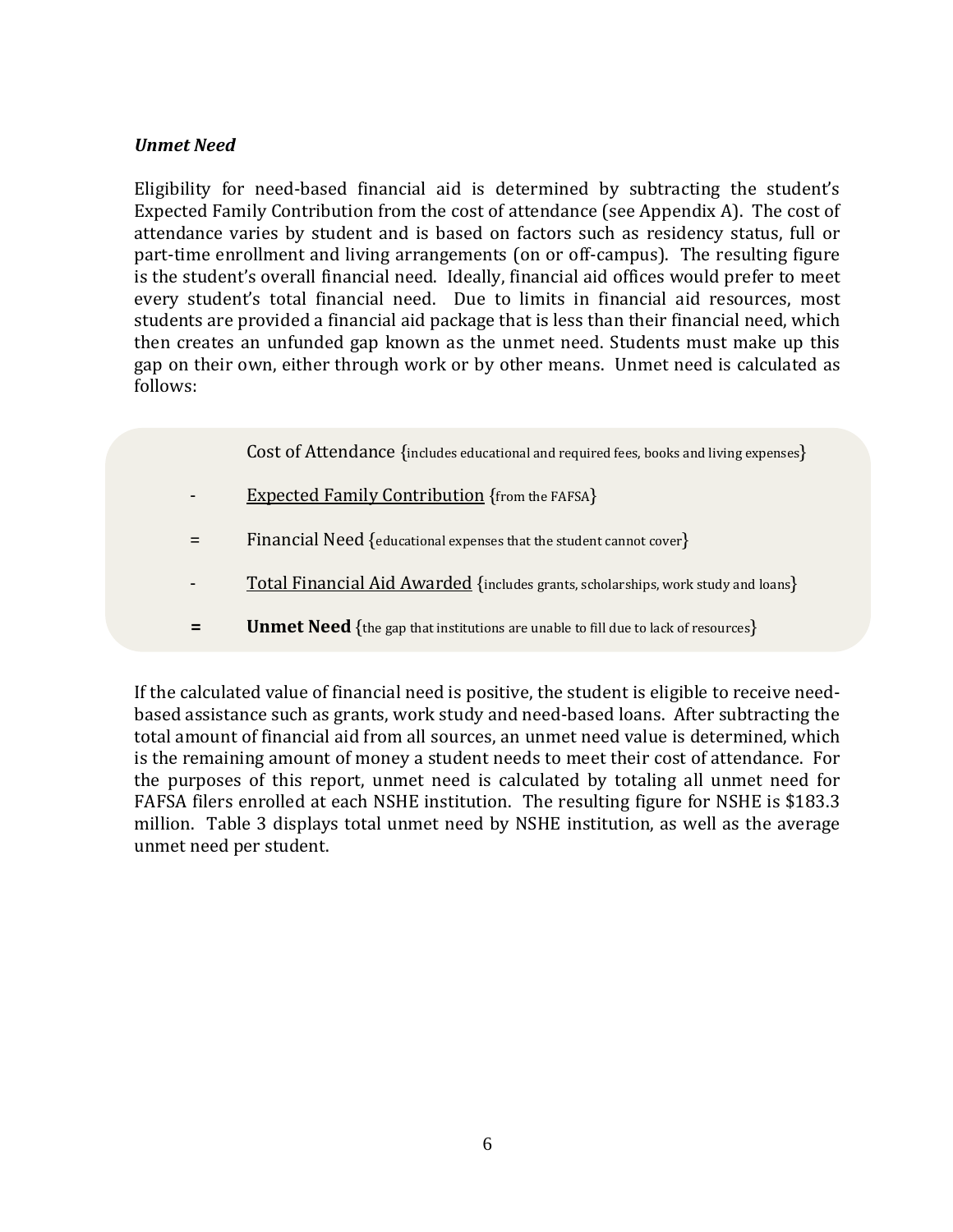***Unmet Need***

Eligibility for need-based financial aid is determined by subtracting the student's Expected Family Contribution from the cost of attendance (see Appendix A). The cost of attendance varies by student and is based on factors such as residency status, full or part-time enrollment and living arrangements (on or off-campus). The resulting figure is the student's overall financial need. Ideally, financial aid offices would prefer to meet every student's total financial need. Due to limits in financial aid resources, most students are provided a financial aid package that is less than their financial need, which then creates an unfunded gap known as the unmet need. Students must make up this gap on their own, either through work or by other means. Unmet need is calculated as follows:

| | |
|---|---|
| | Cost of Attendance {includes educational and required fees, books and living expenses} |
| - | <u>Expected Family Contribution</u> {from the FAFSA} |
| = | Financial Need {educational expenses that the student cannot cover} |
| - | <u>Total Financial Aid Awarded</u> {includes grants, scholarships, work study and loans} |
| **=** | **Unmet Need** {the gap that institutions are unable to fill due to lack of resources} |

If the calculated value of financial need is positive, the student is eligible to receive need-based assistance such as grants, work study and need-based loans. After subtracting the total amount of financial aid from all sources, an unmet need value is determined, which is the remaining amount of money a student needs to meet their cost of attendance. For the purposes of this report, unmet need is calculated by totaling all unmet need for FAFSA filers enrolled at each NSHE institution. The resulting figure for NSHE is $183.3 million. Table 3 displays total unmet need by NSHE institution, as well as the average unmet need per student.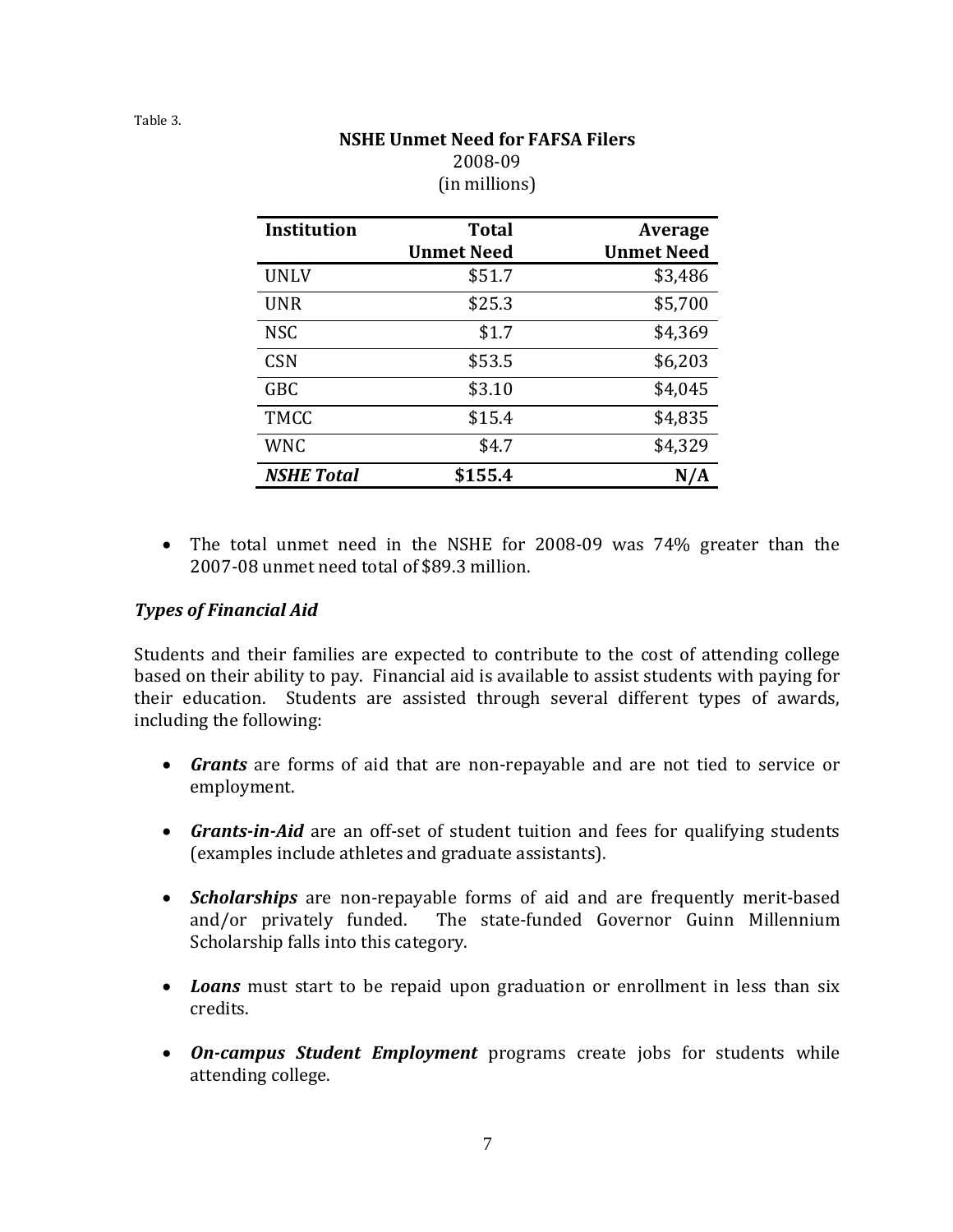Table 3.

**NSHE Unmet Need for FAFSA Filers**
2008-09
(in millions)

| Institution | Total Unmet Need | Average Unmet Need |
|---|---:|---:|
| UNLV | $51.7 | $3,486 |
| UNR | $25.3 | $5,700 |
| NSC | $1.7 | $4,369 |
| CSN | $53.5 | $6,203 |
| GBC | $3.10 | $4,045 |
| TMCC | $15.4 | $4,835 |
| WNC | $4.7 | $4,329 |
| ***NSHE Total*** | **$155.4** | **N/A** |

- The total unmet need in the NSHE for 2008-09 was 74% greater than the 2007-08 unmet need total of $89.3 million.

### *Types of Financial Aid*

Students and their families are expected to contribute to the cost of attending college based on their ability to pay. Financial aid is available to assist students with paying for their education. Students are assisted through several different types of awards, including the following:

- ***Grants*** are forms of aid that are non-repayable and are not tied to service or employment.

- ***Grants-in-Aid*** are an off-set of student tuition and fees for qualifying students (examples include athletes and graduate assistants).

- ***Scholarships*** are non-repayable forms of aid and are frequently merit-based and/or privately funded. The state-funded Governor Guinn Millennium Scholarship falls into this category.

- ***Loans*** must start to be repaid upon graduation or enrollment in less than six credits.

- ***On-campus Student Employment*** programs create jobs for students while attending college.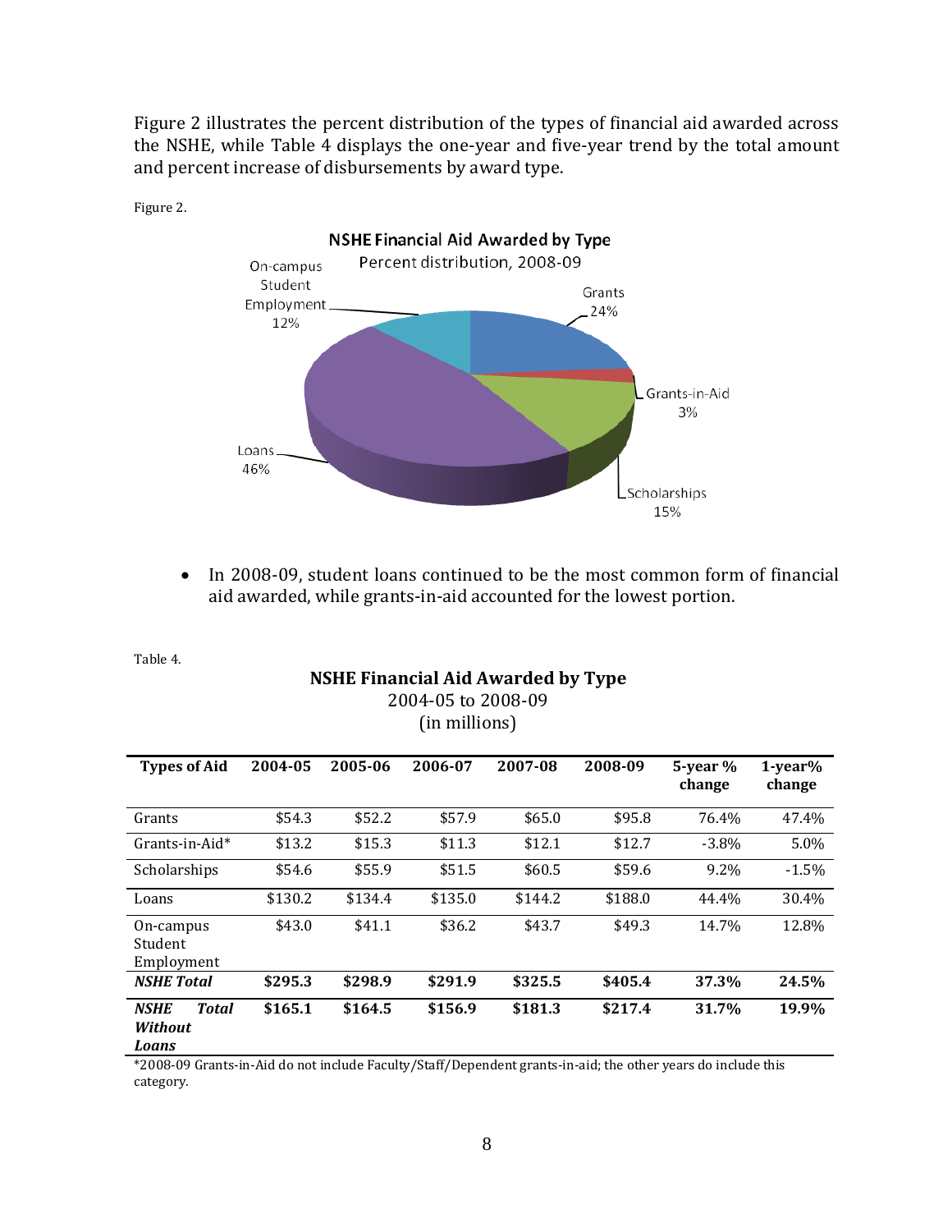Figure 2 illustrates the percent distribution of the types of financial aid awarded across the NSHE, while Table 4 displays the one-year and five-year trend by the total amount and percent increase of disbursements by award type.

Figure 2.

**NSHE Financial Aid Awarded by Type**
Percent distribution, 2008-09

- On-campus Student Employment 12%
- Grants 24%
- Grants-in-Aid 3%
- Scholarships 15%
- Loans 46%

- In 2008-09, student loans continued to be the most common form of financial aid awarded, while grants-in-aid accounted for the lowest portion.

Table 4.

**NSHE Financial Aid Awarded by Type**
2004-05 to 2008-09
(in millions)

| Types of Aid | 2004-05 | 2005-06 | 2006-07 | 2007-08 | 2008-09 | 5-year % change | 1-year% change |
|---|---|---|---|---|---|---|---|
| Grants | $54.3 | $52.2 | $57.9 | $65.0 | $95.8 | 76.4% | 47.4% |
| Grants-in-Aid* | $13.2 | $15.3 | $11.3 | $12.1 | $12.7 | -3.8% | 5.0% |
| Scholarships | $54.6 | $55.9 | $51.5 | $60.5 | $59.6 | 9.2% | -1.5% |
| Loans | $130.2 | $134.4 | $135.0 | $144.2 | $188.0 | 44.4% | 30.4% |
| On-campus Student Employment | $43.0 | $41.1 | $36.2 | $43.7 | $49.3 | 14.7% | 12.8% |
| ***NSHE Total*** | **$295.3** | **$298.9** | **$291.9** | **$325.5** | **$405.4** | **37.3%** | **24.5%** |
| ***NSHE Total Without Loans*** | **$165.1** | **$164.5** | **$156.9** | **$181.3** | **$217.4** | **31.7%** | **19.9%** |

*2008-09 Grants-in-Aid do not include Faculty/Staff/Dependent grants-in-aid; the other years do include this category.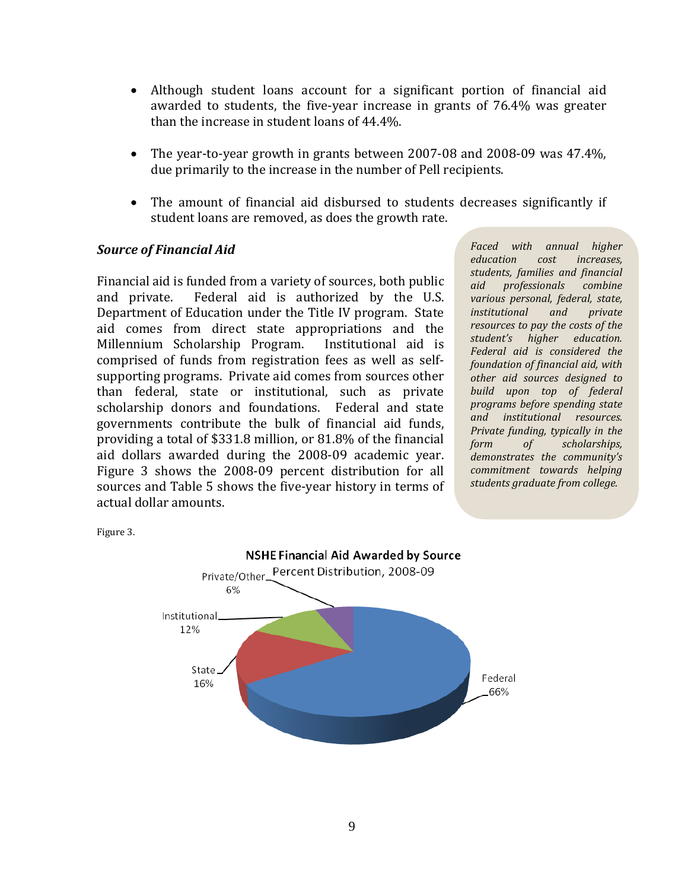- Although student loans account for a significant portion of financial aid awarded to students, the five-year increase in grants of 76.4% was greater than the increase in student loans of 44.4%.

- The year-to-year growth in grants between 2007-08 and 2008-09 was 47.4%, due primarily to the increase in the number of Pell recipients.

- The amount of financial aid disbursed to students decreases significantly if student loans are removed, as does the growth rate.

### *Source of Financial Aid*

Financial aid is funded from a variety of sources, both public and private. Federal aid is authorized by the U.S. Department of Education under the Title IV program. State aid comes from direct state appropriations and the Millennium Scholarship Program. Institutional aid is comprised of funds from registration fees as well as self-supporting programs. Private aid comes from sources other than federal, state or institutional, such as private scholarship donors and foundations. Federal and state governments contribute the bulk of financial aid funds, providing a total of $331.8 million, or 81.8% of the financial aid dollars awarded during the 2008-09 academic year. Figure 3 shows the 2008-09 percent distribution for all sources and Table 5 shows the five-year history in terms of actual dollar amounts.

*Faced with annual higher education cost increases, students, families and financial aid professionals combine various personal, federal, state, institutional and private resources to pay the costs of the student's higher education. Federal aid is considered the foundation of financial aid, with other aid sources designed to build upon top of federal programs before spending state and institutional resources. Private funding, typically in the form of scholarships, demonstrates the community's commitment towards helping students graduate from college.*

Figure 3.

**NSHE Financial Aid Awarded by Source**
Percent Distribution, 2008-09

| Source | Percent |
|---|---|
| Federal | 66% |
| State | 16% |
| Institutional | 12% |
| Private/Other | 6% |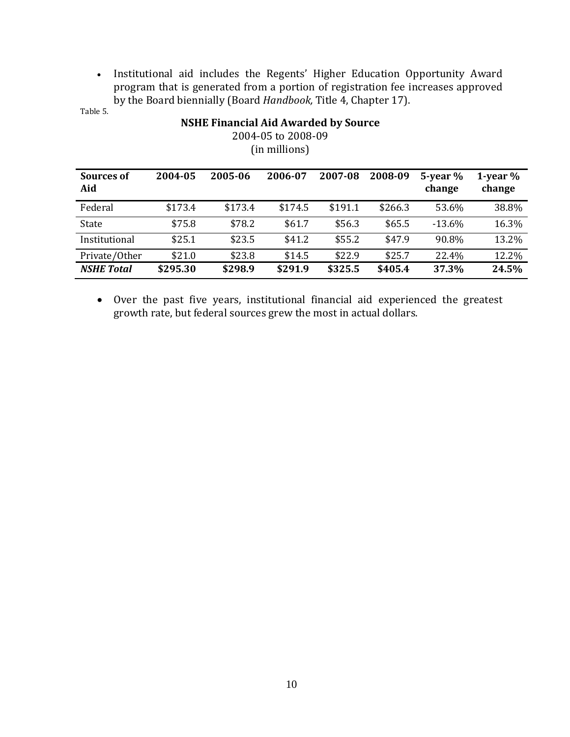- Institutional aid includes the Regents' Higher Education Opportunity Award program that is generated from a portion of registration fee increases approved by the Board biennially (Board *Handbook,* Title 4, Chapter 17).

Table 5.

**NSHE Financial Aid Awarded by Source**
2004-05 to 2008-09
(in millions)

| Sources of Aid | 2004-05 | 2005-06 | 2006-07 | 2007-08 | 2008-09 | 5-year % change | 1-year % change |
|---|---|---|---|---|---|---|---|
| Federal | $173.4 | $173.4 | $174.5 | $191.1 | $266.3 | 53.6% | 38.8% |
| State | $75.8 | $78.2 | $61.7 | $56.3 | $65.5 | -13.6% | 16.3% |
| Institutional | $25.1 | $23.5 | $41.2 | $55.2 | $47.9 | 90.8% | 13.2% |
| Private/Other | $21.0 | $23.8 | $14.5 | $22.9 | $25.7 | 22.4% | 12.2% |
| ***NSHE Total*** | **$295.30** | **$298.9** | **$291.9** | **$325.5** | **$405.4** | **37.3%** | **24.5%** |

- Over the past five years, institutional financial aid experienced the greatest growth rate, but federal sources grew the most in actual dollars.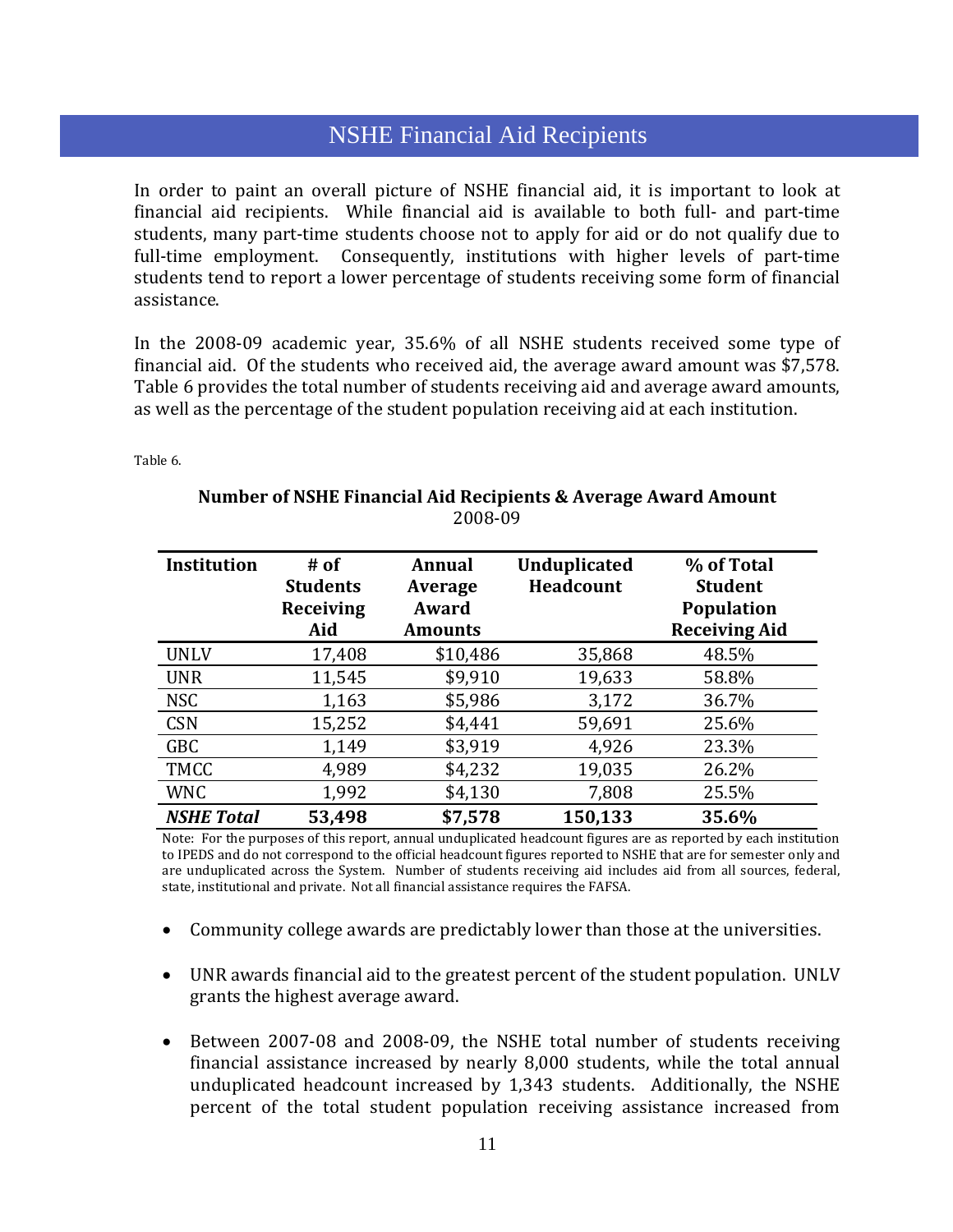# NSHE Financial Aid Recipients

In order to paint an overall picture of NSHE financial aid, it is important to look at financial aid recipients. While financial aid is available to both full- and part-time students, many part-time students choose not to apply for aid or do not qualify due to full-time employment. Consequently, institutions with higher levels of part-time students tend to report a lower percentage of students receiving some form of financial assistance.

In the 2008-09 academic year, 35.6% of all NSHE students received some type of financial aid. Of the students who received aid, the average award amount was $7,578. Table 6 provides the total number of students receiving aid and average award amounts, as well as the percentage of the student population receiving aid at each institution.

Table 6.

**Number of NSHE Financial Aid Recipients & Average Award Amount**
2008-09

| Institution | # of Students Receiving Aid | Annual Average Award Amounts | Unduplicated Headcount | % of Total Student Population Receiving Aid |
|---|---|---|---|---|
| UNLV | 17,408 | $10,486 | 35,868 | 48.5% |
| UNR | 11,545 | $9,910 | 19,633 | 58.8% |
| NSC | 1,163 | $5,986 | 3,172 | 36.7% |
| CSN | 15,252 | $4,441 | 59,691 | 25.6% |
| GBC | 1,149 | $3,919 | 4,926 | 23.3% |
| TMCC | 4,989 | $4,232 | 19,035 | 26.2% |
| WNC | 1,992 | $4,130 | 7,808 | 25.5% |
| ***NSHE Total*** | **53,498** | **$7,578** | **150,133** | **35.6%** |

Note: For the purposes of this report, annual unduplicated headcount figures are as reported by each institution to IPEDS and do not correspond to the official headcount figures reported to NSHE that are for semester only and are unduplicated across the System. Number of students receiving aid includes aid from all sources, federal, state, institutional and private. Not all financial assistance requires the FAFSA.

- Community college awards are predictably lower than those at the universities.
- UNR awards financial aid to the greatest percent of the student population. UNLV grants the highest average award.
- Between 2007-08 and 2008-09, the NSHE total number of students receiving financial assistance increased by nearly 8,000 students, while the total annual unduplicated headcount increased by 1,343 students. Additionally, the NSHE percent of the total student population receiving assistance increased from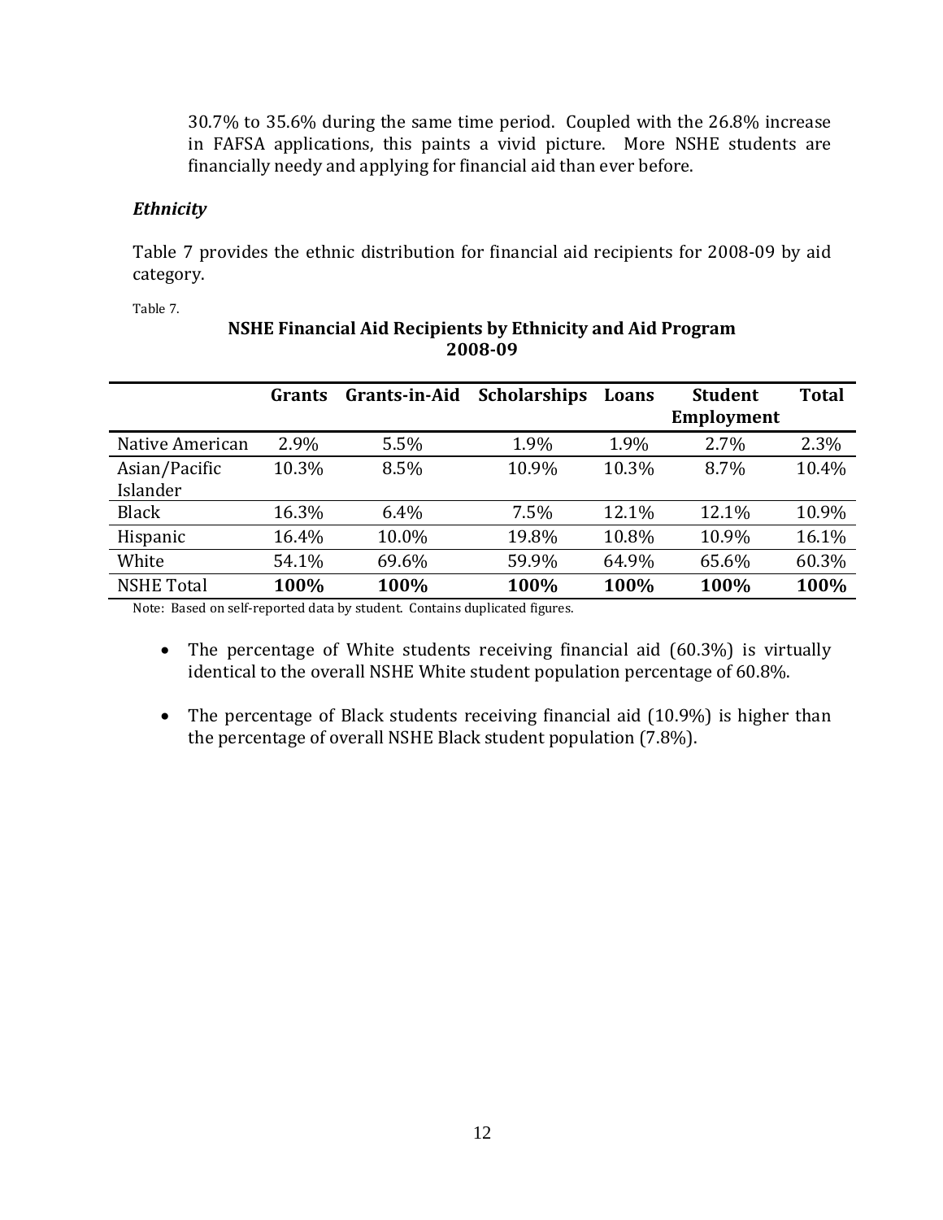30.7% to 35.6% during the same time period. Coupled with the 26.8% increase in FAFSA applications, this paints a vivid picture. More NSHE students are financially needy and applying for financial aid than ever before.

### *Ethnicity*

Table 7 provides the ethnic distribution for financial aid recipients for 2008-09 by aid category.

Table 7.

**NSHE Financial Aid Recipients by Ethnicity and Aid Program 2008-09**

| | Grants | Grants-in-Aid | Scholarships | Loans | Student Employment | Total |
|---|---|---|---|---|---|---|
| Native American | 2.9% | 5.5% | 1.9% | 1.9% | 2.7% | 2.3% |
| Asian/Pacific Islander | 10.3% | 8.5% | 10.9% | 10.3% | 8.7% | 10.4% |
| Black | 16.3% | 6.4% | 7.5% | 12.1% | 12.1% | 10.9% |
| Hispanic | 16.4% | 10.0% | 19.8% | 10.8% | 10.9% | 16.1% |
| White | 54.1% | 69.6% | 59.9% | 64.9% | 65.6% | 60.3% |
| NSHE Total | **100%** | **100%** | **100%** | **100%** | **100%** | **100%** |

Note: Based on self-reported data by student. Contains duplicated figures.

- The percentage of White students receiving financial aid (60.3%) is virtually identical to the overall NSHE White student population percentage of 60.8%.

- The percentage of Black students receiving financial aid (10.9%) is higher than the percentage of overall NSHE Black student population (7.8%).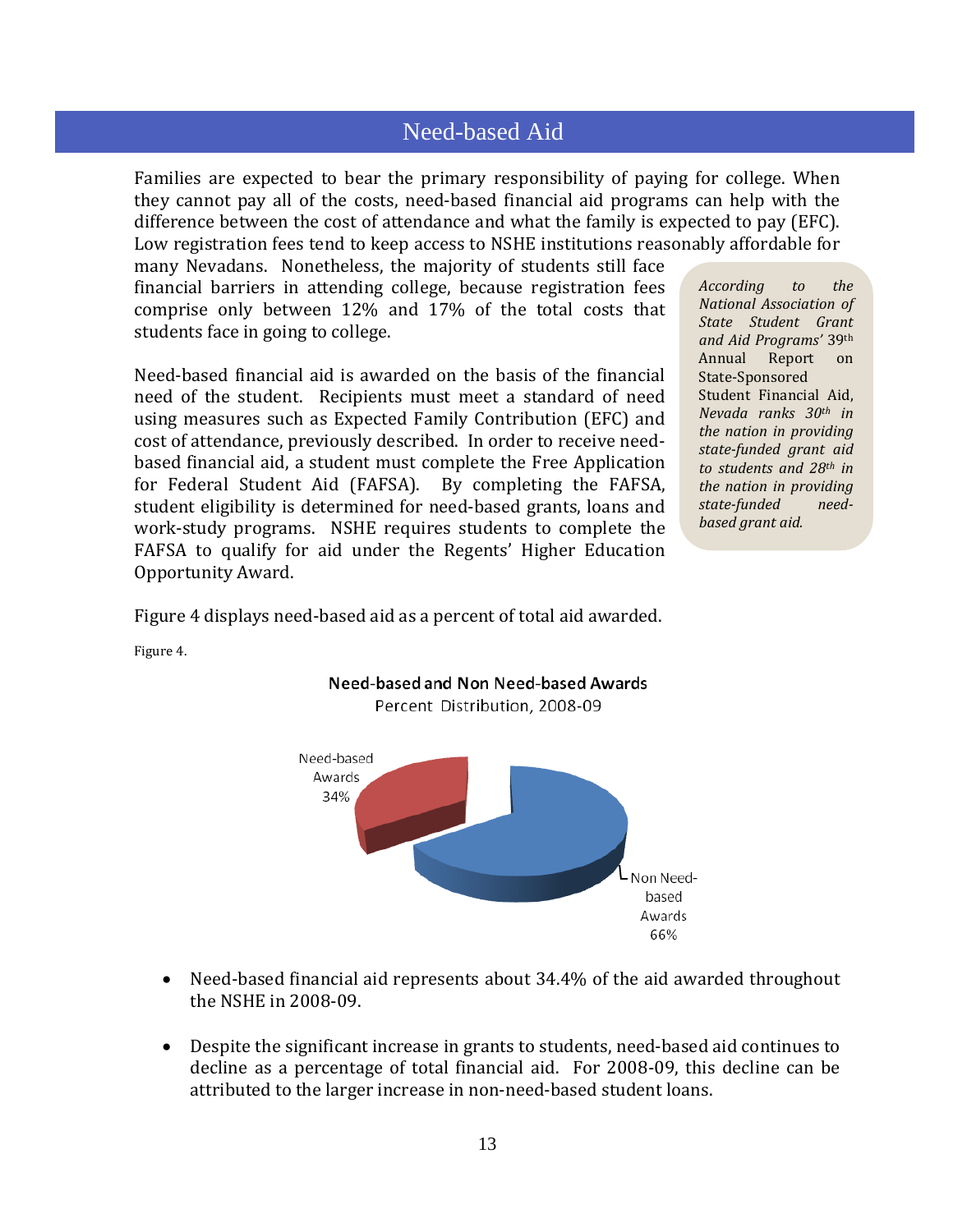# Need-based Aid

Families are expected to bear the primary responsibility of paying for college. When they cannot pay all of the costs, need-based financial aid programs can help with the difference between the cost of attendance and what the family is expected to pay (EFC). Low registration fees tend to keep access to NSHE institutions reasonably affordable for many Nevadans. Nonetheless, the majority of students still face financial barriers in attending college, because registration fees comprise only between 12% and 17% of the total costs that students face in going to college.

Need-based financial aid is awarded on the basis of the financial need of the student. Recipients must meet a standard of need using measures such as Expected Family Contribution (EFC) and cost of attendance, previously described. In order to receive need-based financial aid, a student must complete the Free Application for Federal Student Aid (FAFSA). By completing the FAFSA, student eligibility is determined for need-based grants, loans and work-study programs. NSHE requires students to complete the FAFSA to qualify for aid under the Regents' Higher Education Opportunity Award.

> *According to the National Association of State Student Grant and Aid Programs'* 39th Annual Report on State-Sponsored Student Financial Aid, *Nevada ranks 30th in the nation in providing state-funded grant aid to students and 28th in the nation in providing state-funded need-based grant aid.*

Figure 4 displays need-based aid as a percent of total aid awarded.

Figure 4.

**Need-based and Non Need-based Awards**
Percent Distribution, 2008-09

- Need-based Awards: 34%
- Non Need-based Awards: 66%

- Need-based financial aid represents about 34.4% of the aid awarded throughout the NSHE in 2008-09.
- Despite the significant increase in grants to students, need-based aid continues to decline as a percentage of total financial aid. For 2008-09, this decline can be attributed to the larger increase in non-need-based student loans.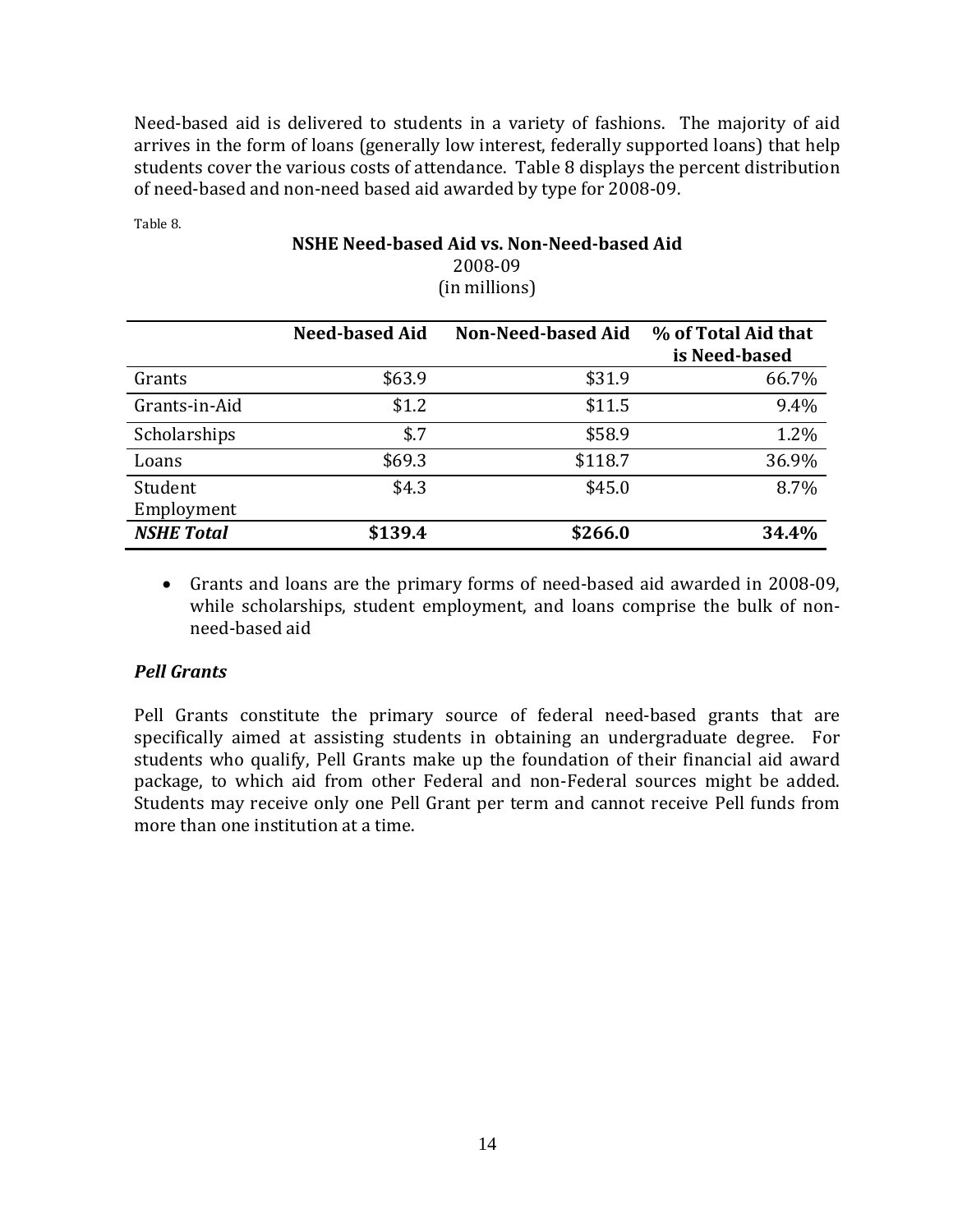Need-based aid is delivered to students in a variety of fashions. The majority of aid arrives in the form of loans (generally low interest, federally supported loans) that help students cover the various costs of attendance. Table 8 displays the percent distribution of need-based and non-need based aid awarded by type for 2008-09.

Table 8.

**NSHE Need-based Aid vs. Non-Need-based Aid**
2008-09
(in millions)

| | Need-based Aid | Non-Need-based Aid | % of Total Aid that is Need-based |
|---|---|---|---|
| Grants | $63.9 | $31.9 | 66.7% |
| Grants-in-Aid | $1.2 | $11.5 | 9.4% |
| Scholarships | $.7 | $58.9 | 1.2% |
| Loans | $69.3 | $118.7 | 36.9% |
| Student Employment | $4.3 | $45.0 | 8.7% |
| ***NSHE Total*** | **$139.4** | **$266.0** | **34.4%** |

- Grants and loans are the primary forms of need-based aid awarded in 2008-09, while scholarships, student employment, and loans comprise the bulk of non-need-based aid

### *Pell Grants*

Pell Grants constitute the primary source of federal need-based grants that are specifically aimed at assisting students in obtaining an undergraduate degree. For students who qualify, Pell Grants make up the foundation of their financial aid award package, to which aid from other Federal and non-Federal sources might be added. Students may receive only one Pell Grant per term and cannot receive Pell funds from more than one institution at a time.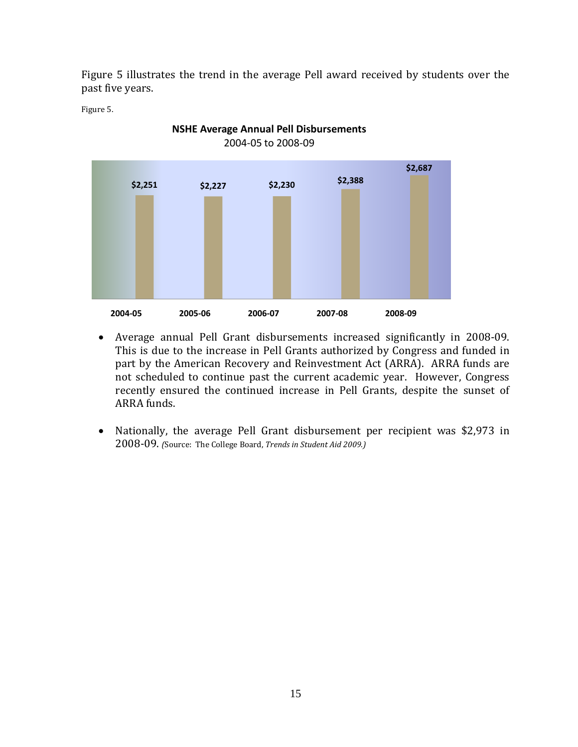Figure 5 illustrates the trend in the average Pell award received by students over the past five years.

Figure 5.

**NSHE Average Annual Pell Disbursements**
2004-05 to 2008-09

| 2004-05 | 2005-06 | 2006-07 | 2007-08 | 2008-09 |
|---|---|---|---|---|
| $2,251 | $2,227 | $2,230 | $2,388 | $2,687 |

- Average annual Pell Grant disbursements increased significantly in 2008-09. This is due to the increase in Pell Grants authorized by Congress and funded in part by the American Recovery and Reinvestment Act (ARRA). ARRA funds are not scheduled to continue past the current academic year. However, Congress recently ensured the continued increase in Pell Grants, despite the sunset of ARRA funds.

- Nationally, the average Pell Grant disbursement per recipient was $2,973 in 2008-09. (Source: The College Board, *Trends in Student Aid 2009.)*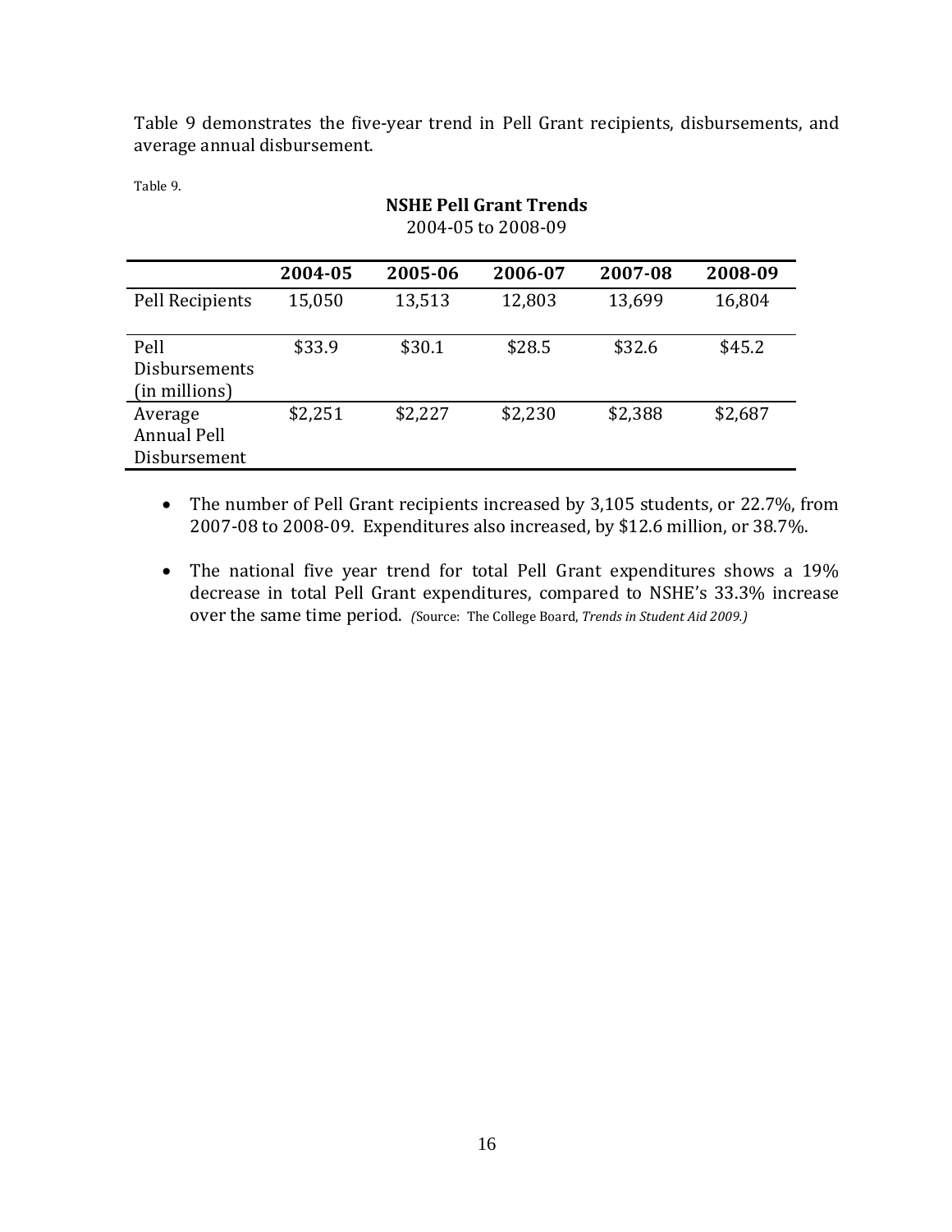Table 9 demonstrates the five-year trend in Pell Grant recipients, disbursements, and average annual disbursement.

Table 9.

**NSHE Pell Grant Trends**
2004-05 to 2008-09

| | 2004-05 | 2005-06 | 2006-07 | 2007-08 | 2008-09 |
|---|---|---|---|---|---|
| Pell Recipients | 15,050 | 13,513 | 12,803 | 13,699 | 16,804 |
| Pell Disbursements (in millions) | $33.9 | $30.1 | $28.5 | $32.6 | $45.2 |
| Average Annual Pell Disbursement | $2,251 | $2,227 | $2,230 | $2,388 | $2,687 |

- The number of Pell Grant recipients increased by 3,105 students, or 22.7%, from 2007-08 to 2008-09. Expenditures also increased, by $12.6 million, or 38.7%.
- The national five year trend for total Pell Grant expenditures shows a 19% decrease in total Pell Grant expenditures, compared to NSHE's 33.3% increase over the same time period. *(*Source: The College Board, *Trends in Student Aid 2009.)*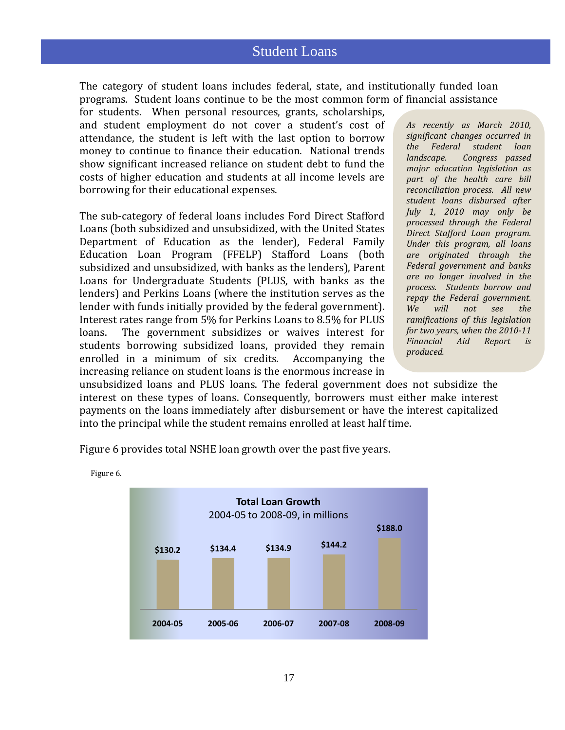# Student Loans

The category of student loans includes federal, state, and institutionally funded loan programs. Student loans continue to be the most common form of financial assistance for students. When personal resources, grants, scholarships, and student employment do not cover a student's cost of attendance, the student is left with the last option to borrow money to continue to finance their education. National trends show significant increased reliance on student debt to fund the costs of higher education and students at all income levels are borrowing for their educational expenses.

*As recently as March 2010, significant changes occurred in the Federal student loan landscape. Congress passed major education legislation as part of the health care bill reconciliation process. All new student loans disbursed after July 1, 2010 may only be processed through the Federal Direct Stafford Loan program. Under this program, all loans are originated through the Federal government and banks are no longer involved in the process. Students borrow and repay the Federal government. We will not see the ramifications of this legislation for two years, when the 2010-11 Financial Aid Report is produced.*

The sub-category of federal loans includes Ford Direct Stafford Loans (both subsidized and unsubsidized, with the United States Department of Education as the lender), Federal Family Education Loan Program (FFELP) Stafford Loans (both subsidized and unsubsidized, with banks as the lenders), Parent Loans for Undergraduate Students (PLUS, with banks as the lenders) and Perkins Loans (where the institution serves as the lender with funds initially provided by the federal government). Interest rates range from 5% for Perkins Loans to 8.5% for PLUS loans. The government subsidizes or waives interest for students borrowing subsidized loans, provided they remain enrolled in a minimum of six credits. Accompanying the increasing reliance on student loans is the enormous increase in unsubsidized loans and PLUS loans. The federal government does not subsidize the interest on these types of loans. Consequently, borrowers must either make interest payments on the loans immediately after disbursement or have the interest capitalized into the principal while the student remains enrolled at least half time.

Figure 6 provides total NSHE loan growth over the past five years.

Figure 6.

**Total Loan Growth**
2004-05 to 2008-09, in millions

| 2004-05 | 2005-06 | 2006-07 | 2007-08 | 2008-09 |
|---|---|---|---|---|
| $130.2 | $134.4 | $134.9 | $144.2 | $188.0 |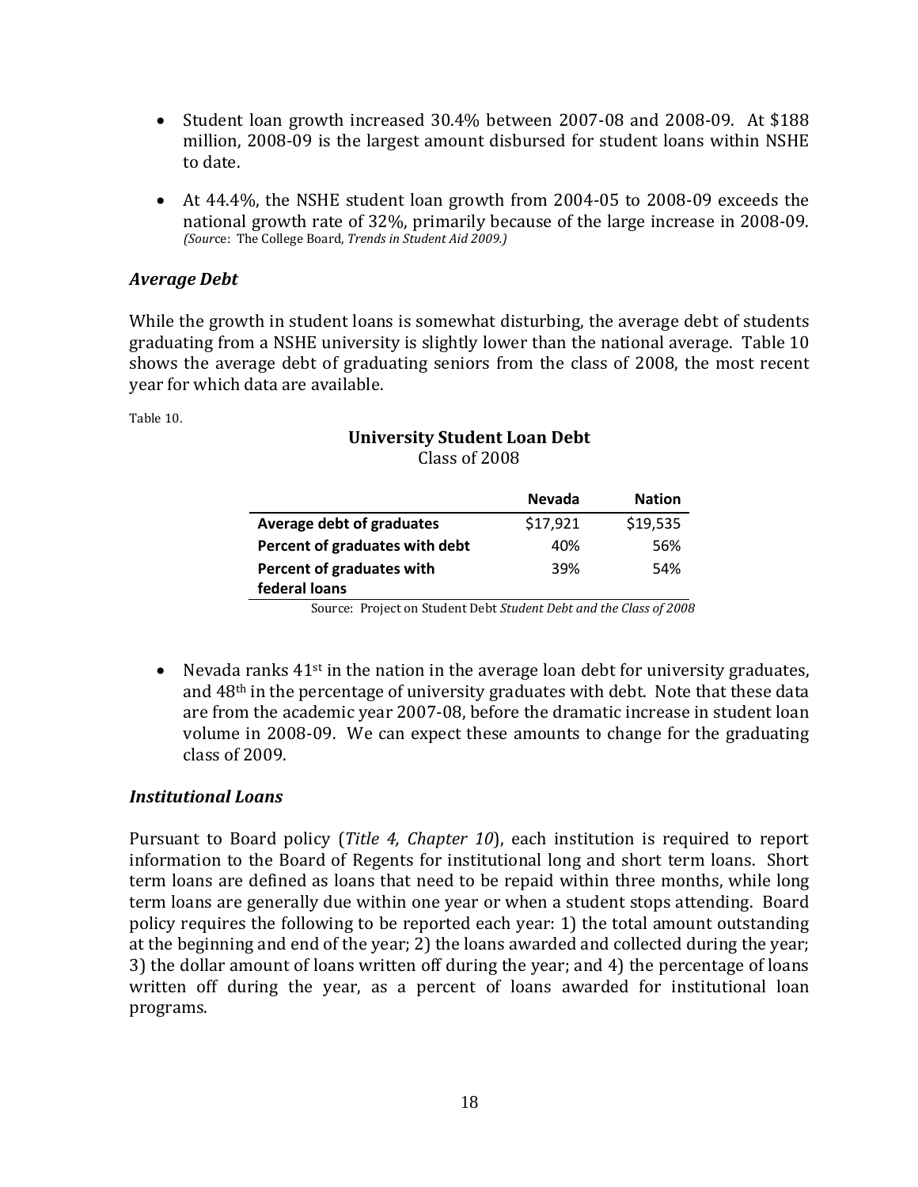- Student loan growth increased 30.4% between 2007-08 and 2008-09. At $188 million, 2008-09 is the largest amount disbursed for student loans within NSHE to date.
- At 44.4%, the NSHE student loan growth from 2004-05 to 2008-09 exceeds the national growth rate of 32%, primarily because of the large increase in 2008-09. *(Source: The College Board, Trends in Student Aid 2009.)*

### *Average Debt*

While the growth in student loans is somewhat disturbing, the average debt of students graduating from a NSHE university is slightly lower than the national average. Table 10 shows the average debt of graduating seniors from the class of 2008, the most recent year for which data are available.

Table 10.

**University Student Loan Debt**
Class of 2008

| | Nevada | Nation |
|---|---|---|
| **Average debt of graduates** | $17,921 | $19,535 |
| **Percent of graduates with debt** | 40% | 56% |
| **Percent of graduates with federal loans** | 39% | 54% |

Source: Project on Student Debt *Student Debt and the Class of 2008*

- Nevada ranks 41st in the nation in the average loan debt for university graduates, and 48th in the percentage of university graduates with debt. Note that these data are from the academic year 2007-08, before the dramatic increase in student loan volume in 2008-09. We can expect these amounts to change for the graduating class of 2009.

### *Institutional Loans*

Pursuant to Board policy (*Title 4, Chapter 10*), each institution is required to report information to the Board of Regents for institutional long and short term loans. Short term loans are defined as loans that need to be repaid within three months, while long term loans are generally due within one year or when a student stops attending. Board policy requires the following to be reported each year: 1) the total amount outstanding at the beginning and end of the year; 2) the loans awarded and collected during the year; 3) the dollar amount of loans written off during the year; and 4) the percentage of loans written off during the year, as a percent of loans awarded for institutional loan programs.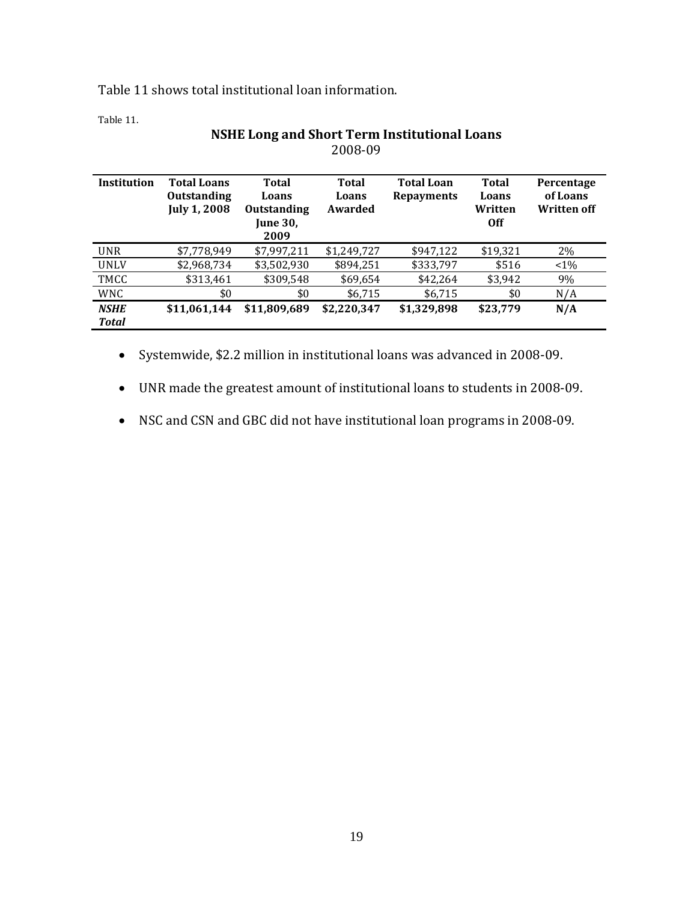Table 11 shows total institutional loan information.

Table 11.

**NSHE Long and Short Term Institutional Loans**
2008-09

| Institution | Total Loans Outstanding July 1, 2008 | Total Loans Outstanding June 30, 2009 | Total Loans Awarded | Total Loan Repayments | Total Loans Written Off | Percentage of Loans Written off |
|---|---|---|---|---|---|---|
| UNR | $7,778,949 | $7,997,211 | $1,249,727 | $947,122 | $19,321 | 2% |
| UNLV | $2,968,734 | $3,502,930 | $894,251 | $333,797 | $516 | <1% |
| TMCC | $313,461 | $309,548 | $69,654 | $42,264 | $3,942 | 9% |
| WNC | $0 | $0 | $6,715 | $6,715 | $0 | N/A |
| ***NSHE Total*** | **$11,061,144** | **$11,809,689** | **$2,220,347** | **$1,329,898** | **$23,779** | **N/A** |

- Systemwide, $2.2 million in institutional loans was advanced in 2008-09.
- UNR made the greatest amount of institutional loans to students in 2008-09.
- NSC and CSN and GBC did not have institutional loan programs in 2008-09.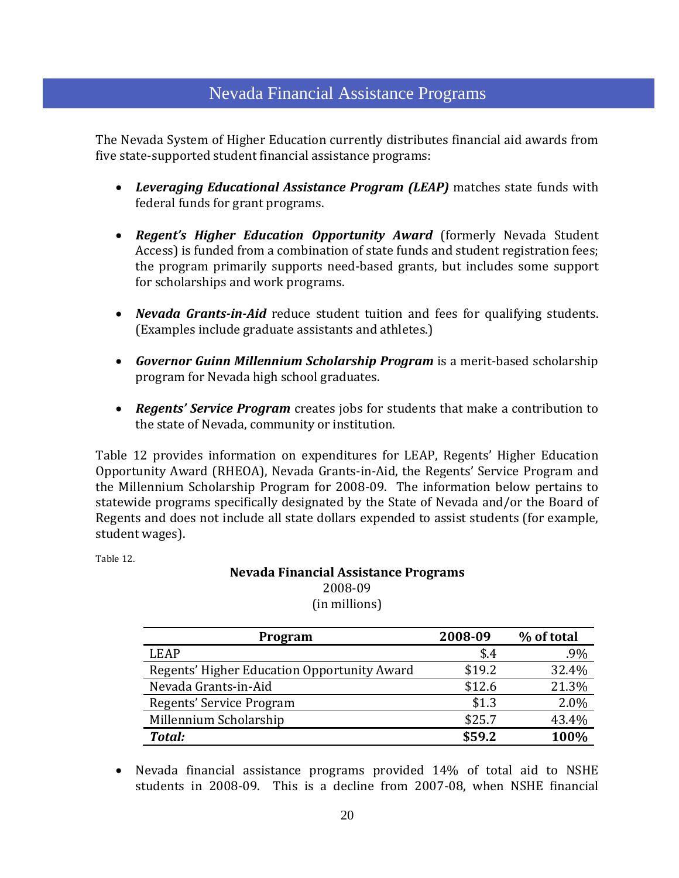# Nevada Financial Assistance Programs

The Nevada System of Higher Education currently distributes financial aid awards from five state-supported student financial assistance programs:

- ***Leveraging Educational Assistance Program (LEAP)*** matches state funds with federal funds for grant programs.

- ***Regent's Higher Education Opportunity Award*** (formerly Nevada Student Access) is funded from a combination of state funds and student registration fees; the program primarily supports need-based grants, but includes some support for scholarships and work programs.

- ***Nevada Grants-in-Aid*** reduce student tuition and fees for qualifying students. (Examples include graduate assistants and athletes.)

- ***Governor Guinn Millennium Scholarship Program*** is a merit-based scholarship program for Nevada high school graduates.

- ***Regents' Service Program*** creates jobs for students that make a contribution to the state of Nevada, community or institution.

Table 12 provides information on expenditures for LEAP, Regents' Higher Education Opportunity Award (RHEOA), Nevada Grants-in-Aid, the Regents' Service Program and the Millennium Scholarship Program for 2008-09. The information below pertains to statewide programs specifically designated by the State of Nevada and/or the Board of Regents and does not include all state dollars expended to assist students (for example, student wages).

Table 12.

**Nevada Financial Assistance Programs**
2008-09
(in millions)

| Program | 2008-09 | % of total |
|---|---|---|
| LEAP | $.4 | .9% |
| Regents' Higher Education Opportunity Award | $19.2 | 32.4% |
| Nevada Grants-in-Aid | $12.6 | 21.3% |
| Regents' Service Program | $1.3 | 2.0% |
| Millennium Scholarship | $25.7 | 43.4% |
| ***Total:*** | **$59.2** | **100%** |

- Nevada financial assistance programs provided 14% of total aid to NSHE students in 2008-09. This is a decline from 2007-08, when NSHE financial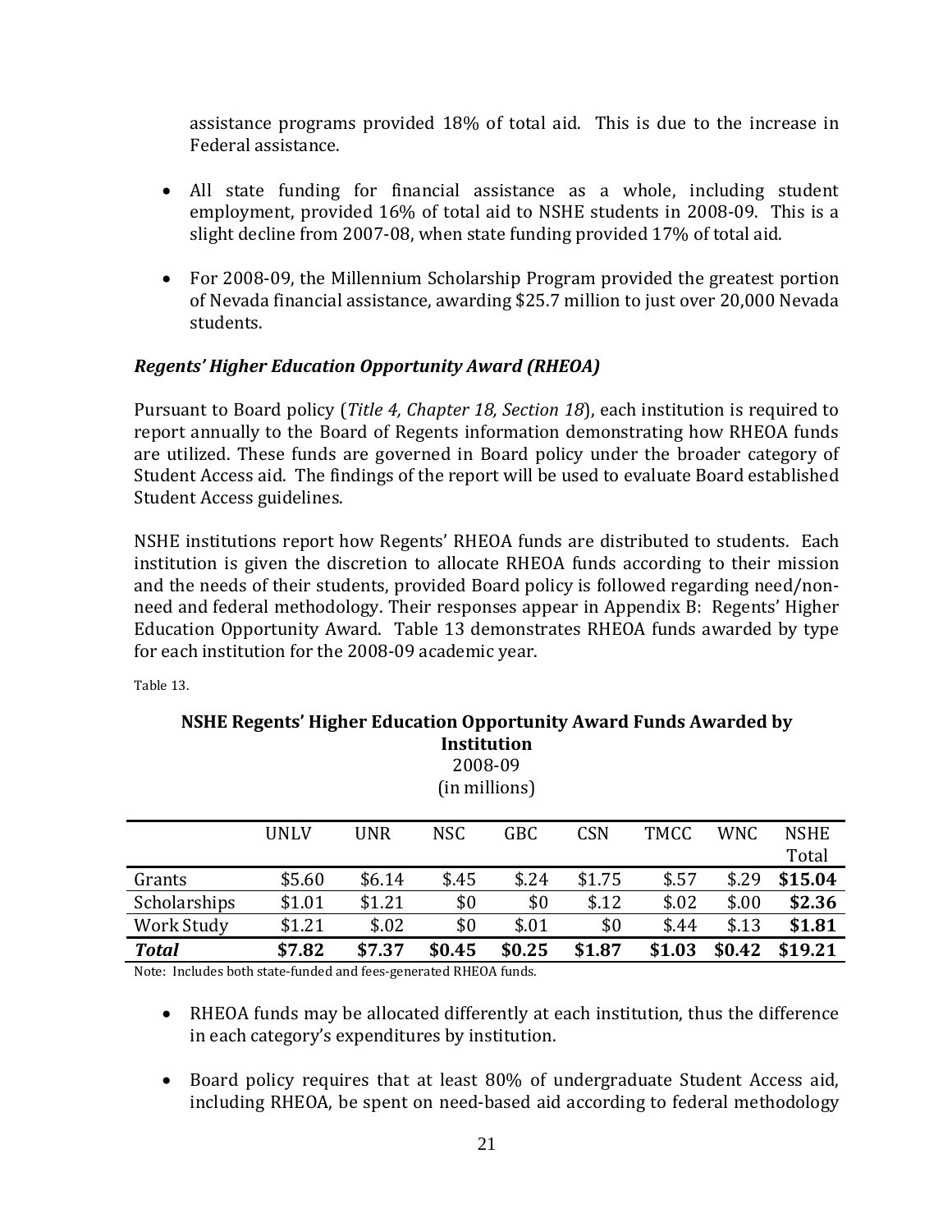assistance programs provided 18% of total aid. This is due to the increase in Federal assistance.

- All state funding for financial assistance as a whole, including student employment, provided 16% of total aid to NSHE students in 2008-09. This is a slight decline from 2007-08, when state funding provided 17% of total aid.
- For 2008-09, the Millennium Scholarship Program provided the greatest portion of Nevada financial assistance, awarding $25.7 million to just over 20,000 Nevada students.

### *Regents' Higher Education Opportunity Award (RHEOA)*

Pursuant to Board policy (*Title 4, Chapter 18, Section 18*), each institution is required to report annually to the Board of Regents information demonstrating how RHEOA funds are utilized. These funds are governed in Board policy under the broader category of Student Access aid. The findings of the report will be used to evaluate Board established Student Access guidelines.

NSHE institutions report how Regents' RHEOA funds are distributed to students. Each institution is given the discretion to allocate RHEOA funds according to their mission and the needs of their students, provided Board policy is followed regarding need/non-need and federal methodology. Their responses appear in Appendix B: Regents' Higher Education Opportunity Award. Table 13 demonstrates RHEOA funds awarded by type for each institution for the 2008-09 academic year.

Table 13.

**NSHE Regents' Higher Education Opportunity Award Funds Awarded by Institution**
2008-09
(in millions)

| | UNLV | UNR | NSC | GBC | CSN | TMCC | WNC | NSHE Total |
|---|---|---|---|---|---|---|---|---|
| Grants | $5.60 | $6.14 | $.45 | $.24 | $1.75 | $.57 | $.29 | **$15.04** |
| Scholarships | $1.01 | $1.21 | $0 | $0 | $.12 | $.02 | $.00 | **$2.36** |
| Work Study | $1.21 | $.02 | $0 | $.01 | $0 | $.44 | $.13 | **$1.81** |
| ***Total*** | **$7.82** | **$7.37** | **$0.45** | **$0.25** | **$1.87** | **$1.03** | **$0.42** | **$19.21** |

Note: Includes both state-funded and fees-generated RHEOA funds.

- RHEOA funds may be allocated differently at each institution, thus the difference in each category's expenditures by institution.
- Board policy requires that at least 80% of undergraduate Student Access aid, including RHEOA, be spent on need-based aid according to federal methodology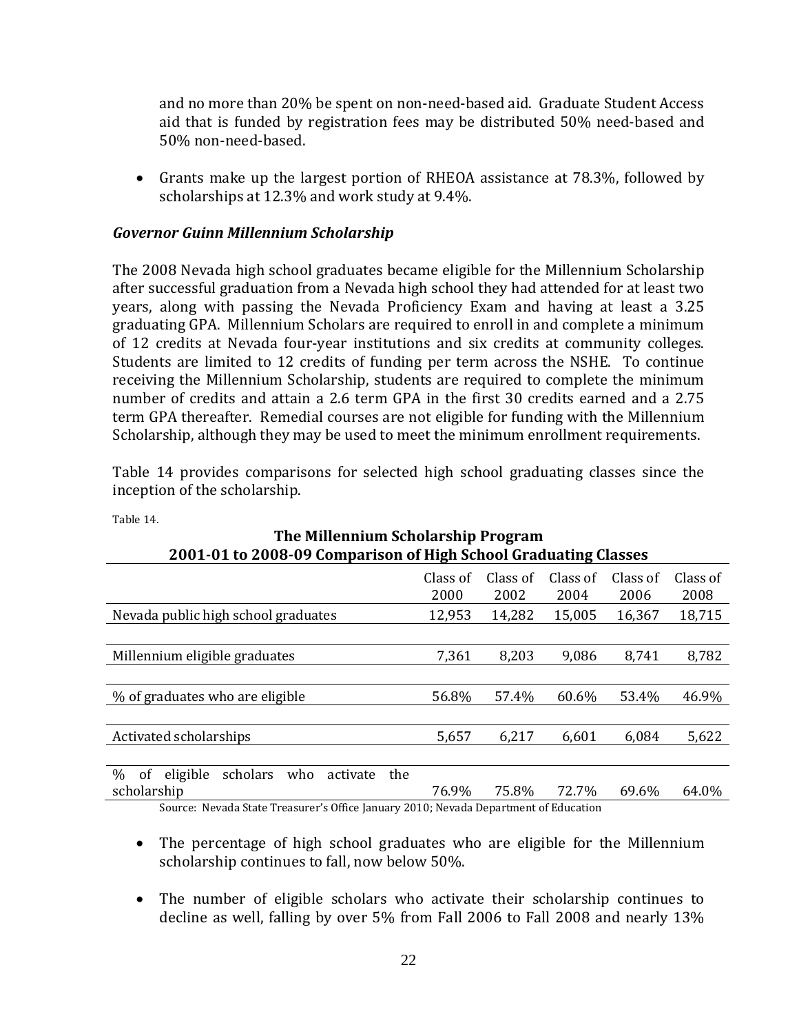and no more than 20% be spent on non-need-based aid. Graduate Student Access aid that is funded by registration fees may be distributed 50% need-based and 50% non-need-based.

- Grants make up the largest portion of RHEOA assistance at 78.3%, followed by scholarships at 12.3% and work study at 9.4%.

### *Governor Guinn Millennium Scholarship*

The 2008 Nevada high school graduates became eligible for the Millennium Scholarship after successful graduation from a Nevada high school they had attended for at least two years, along with passing the Nevada Proficiency Exam and having at least a 3.25 graduating GPA. Millennium Scholars are required to enroll in and complete a minimum of 12 credits at Nevada four-year institutions and six credits at community colleges. Students are limited to 12 credits of funding per term across the NSHE. To continue receiving the Millennium Scholarship, students are required to complete the minimum number of credits and attain a 2.6 term GPA in the first 30 credits earned and a 2.75 term GPA thereafter. Remedial courses are not eligible for funding with the Millennium Scholarship, although they may be used to meet the minimum enrollment requirements.

Table 14 provides comparisons for selected high school graduating classes since the inception of the scholarship.

Table 14.

**The Millennium Scholarship Program**
**2001-01 to 2008-09 Comparison of High School Graduating Classes**

| | Class of 2000 | Class of 2002 | Class of 2004 | Class of 2006 | Class of 2008 |
|---|---|---|---|---|---|
| Nevada public high school graduates | 12,953 | 14,282 | 15,005 | 16,367 | 18,715 |
| Millennium eligible graduates | 7,361 | 8,203 | 9,086 | 8,741 | 8,782 |
| % of graduates who are eligible | 56.8% | 57.4% | 60.6% | 53.4% | 46.9% |
| Activated scholarships | 5,657 | 6,217 | 6,601 | 6,084 | 5,622 |
| % of eligible scholars who activate the scholarship | 76.9% | 75.8% | 72.7% | 69.6% | 64.0% |

Source: Nevada State Treasurer's Office January 2010; Nevada Department of Education

- The percentage of high school graduates who are eligible for the Millennium scholarship continues to fall, now below 50%.

- The number of eligible scholars who activate their scholarship continues to decline as well, falling by over 5% from Fall 2006 to Fall 2008 and nearly 13%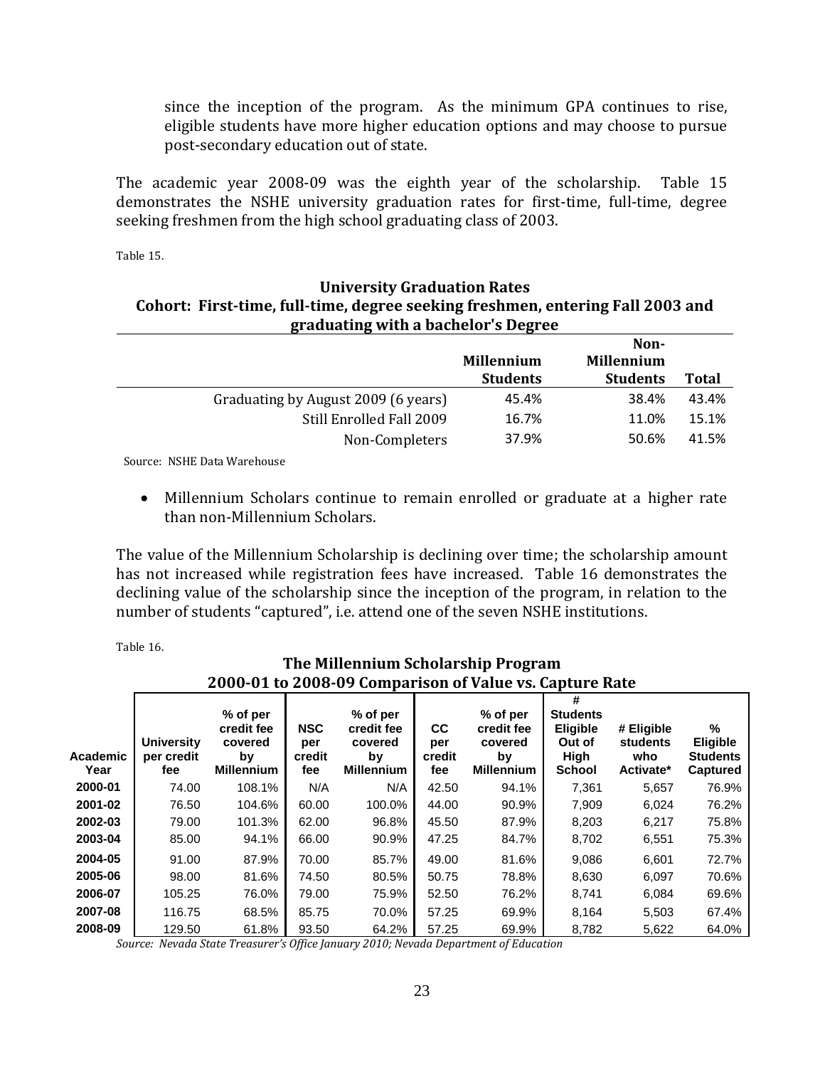since the inception of the program. As the minimum GPA continues to rise, eligible students have more higher education options and may choose to pursue post-secondary education out of state.

The academic year 2008-09 was the eighth year of the scholarship. Table 15 demonstrates the NSHE university graduation rates for first-time, full-time, degree seeking freshmen from the high school graduating class of 2003.

Table 15.

**University Graduation Rates**
**Cohort: First-time, full-time, degree seeking freshmen, entering Fall 2003 and graduating with a bachelor's Degree**

| | Millennium Students | Non-Millennium Students | Total |
|---|---|---|---|
| Graduating by August 2009 (6 years) | 45.4% | 38.4% | 43.4% |
| Still Enrolled Fall 2009 | 16.7% | 11.0% | 15.1% |
| Non-Completers | 37.9% | 50.6% | 41.5% |

Source: NSHE Data Warehouse

- Millennium Scholars continue to remain enrolled or graduate at a higher rate than non-Millennium Scholars.

The value of the Millennium Scholarship is declining over time; the scholarship amount has not increased while registration fees have increased. Table 16 demonstrates the declining value of the scholarship since the inception of the program, in relation to the number of students "captured", i.e. attend one of the seven NSHE institutions.

Table 16.

**The Millennium Scholarship Program**
**2000-01 to 2008-09 Comparison of Value vs. Capture Rate**

| Academic Year | University per credit fee | % of per credit fee covered by Millennium | NSC per credit fee | % of per credit fee covered by Millennium | CC per credit fee | % of per credit fee covered by Millennium | # Students Eligible Out of High School | # Eligible students who Activate* | % Eligible Students Captured |
|---|---|---|---|---|---|---|---|---|---|
| **2000-01** | 74.00 | 108.1% | N/A | N/A | 42.50 | 94.1% | 7,361 | 5,657 | 76.9% |
| **2001-02** | 76.50 | 104.6% | 60.00 | 100.0% | 44.00 | 90.9% | 7,909 | 6,024 | 76.2% |
| **2002-03** | 79.00 | 101.3% | 62.00 | 96.8% | 45.50 | 87.9% | 8,203 | 6,217 | 75.8% |
| **2003-04** | 85.00 | 94.1% | 66.00 | 90.9% | 47.25 | 84.7% | 8,702 | 6,551 | 75.3% |
| **2004-05** | 91.00 | 87.9% | 70.00 | 85.7% | 49.00 | 81.6% | 9,086 | 6,601 | 72.7% |
| **2005-06** | 98.00 | 81.6% | 74.50 | 80.5% | 50.75 | 78.8% | 8,630 | 6,097 | 70.6% |
| **2006-07** | 105.25 | 76.0% | 79.00 | 75.9% | 52.50 | 76.2% | 8,741 | 6,084 | 69.6% |
| **2007-08** | 116.75 | 68.5% | 85.75 | 70.0% | 57.25 | 69.9% | 8,164 | 5,503 | 67.4% |
| **2008-09** | 129.50 | 61.8% | 93.50 | 64.2% | 57.25 | 69.9% | 8,782 | 5,622 | 64.0% |

*Source: Nevada State Treasurer's Office January 2010; Nevada Department of Education*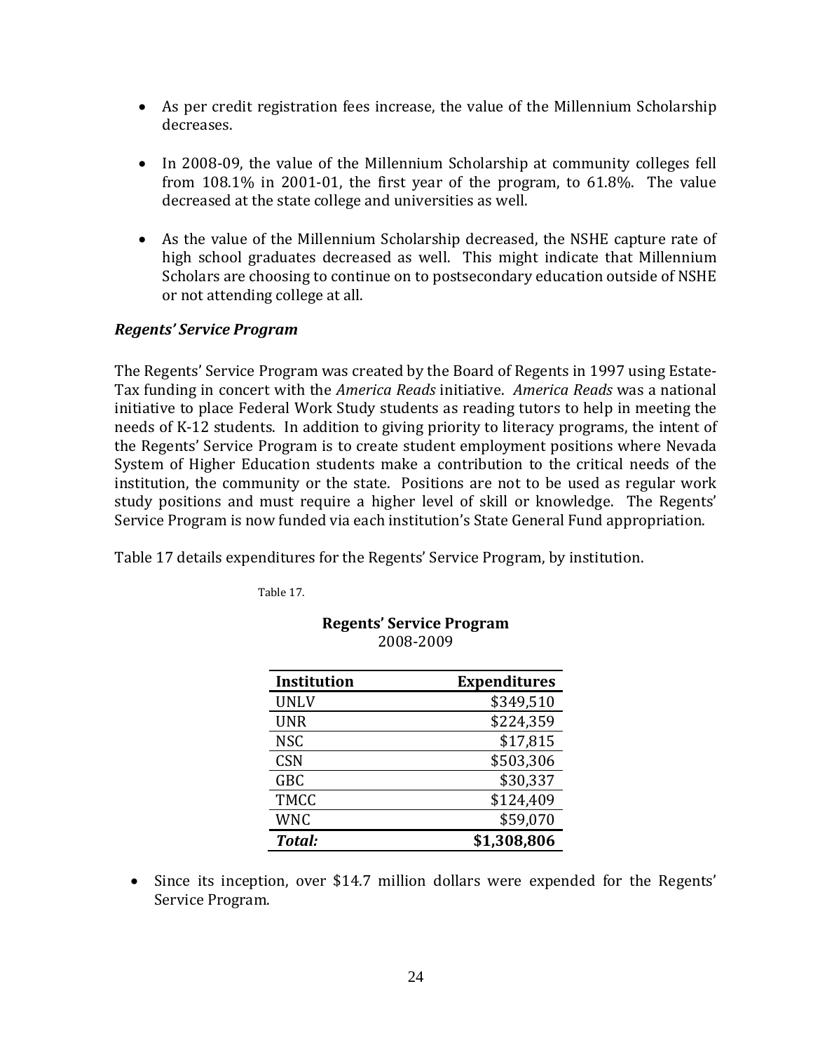- As per credit registration fees increase, the value of the Millennium Scholarship decreases.

- In 2008-09, the value of the Millennium Scholarship at community colleges fell from 108.1% in 2001-01, the first year of the program, to 61.8%. The value decreased at the state college and universities as well.

- As the value of the Millennium Scholarship decreased, the NSHE capture rate of high school graduates decreased as well. This might indicate that Millennium Scholars are choosing to continue on to postsecondary education outside of NSHE or not attending college at all.

### *Regents' Service Program*

The Regents' Service Program was created by the Board of Regents in 1997 using Estate-Tax funding in concert with the *America Reads* initiative. *America Reads* was a national initiative to place Federal Work Study students as reading tutors to help in meeting the needs of K-12 students. In addition to giving priority to literacy programs, the intent of the Regents' Service Program is to create student employment positions where Nevada System of Higher Education students make a contribution to the critical needs of the institution, the community or the state. Positions are not to be used as regular work study positions and must require a higher level of skill or knowledge. The Regents' Service Program is now funded via each institution's State General Fund appropriation.

Table 17 details expenditures for the Regents' Service Program, by institution.

Table 17.

**Regents' Service Program**
2008-2009

| Institution | Expenditures |
|---|---:|
| UNLV | $349,510 |
| UNR | $224,359 |
| NSC | $17,815 |
| CSN | $503,306 |
| GBC | $30,337 |
| TMCC | $124,409 |
| WNC | $59,070 |
| ***Total:*** | **$1,308,806** |

- Since its inception, over $14.7 million dollars were expended for the Regents' Service Program.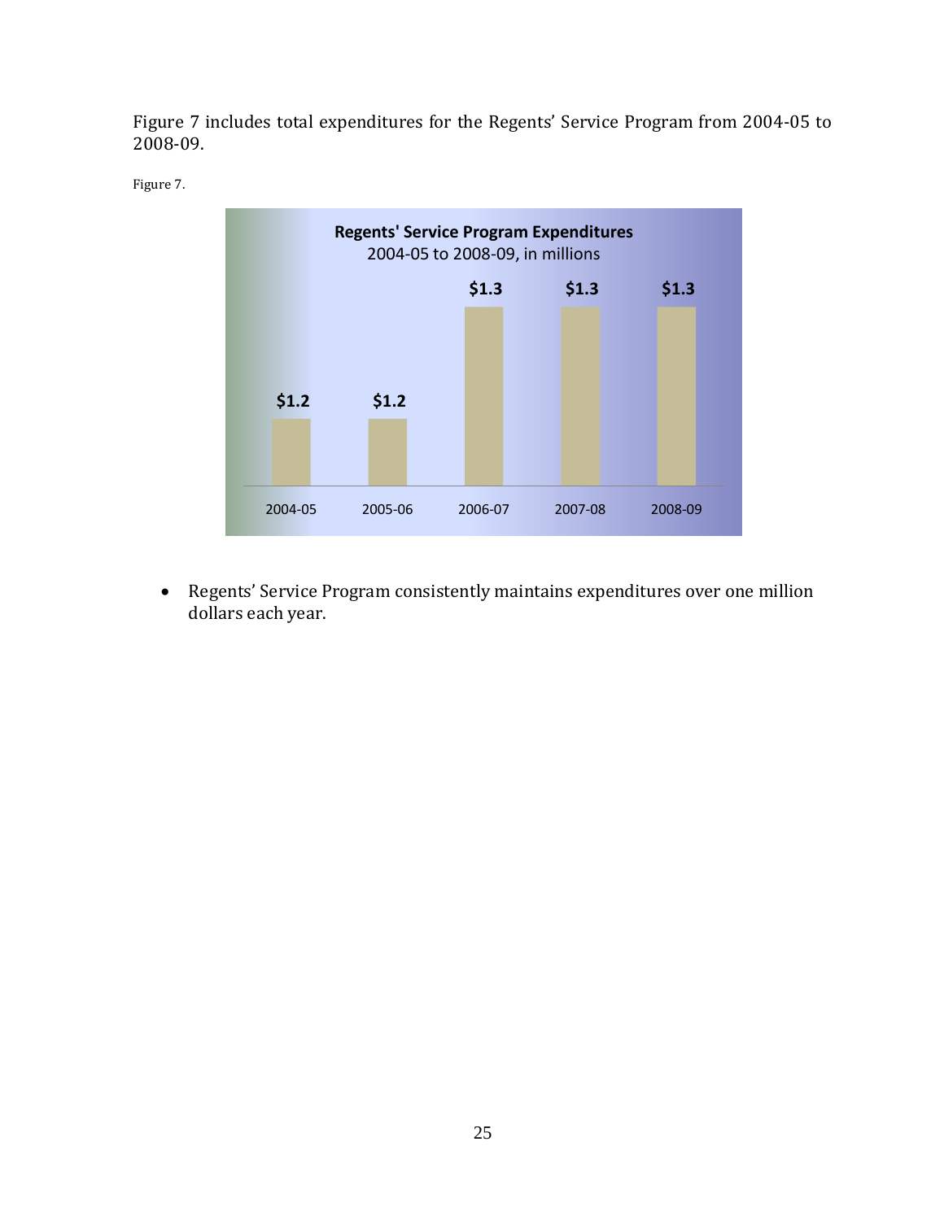Figure 7 includes total expenditures for the Regents' Service Program from 2004-05 to 2008-09.

Figure 7.

**Regents' Service Program Expenditures**
2004-05 to 2008-09, in millions

| 2004-05 | 2005-06 | 2006-07 | 2007-08 | 2008-09 |
|---|---|---|---|---|
| $1.2 | $1.2 | $1.3 | $1.3 | $1.3 |

- Regents' Service Program consistently maintains expenditures over one million dollars each year.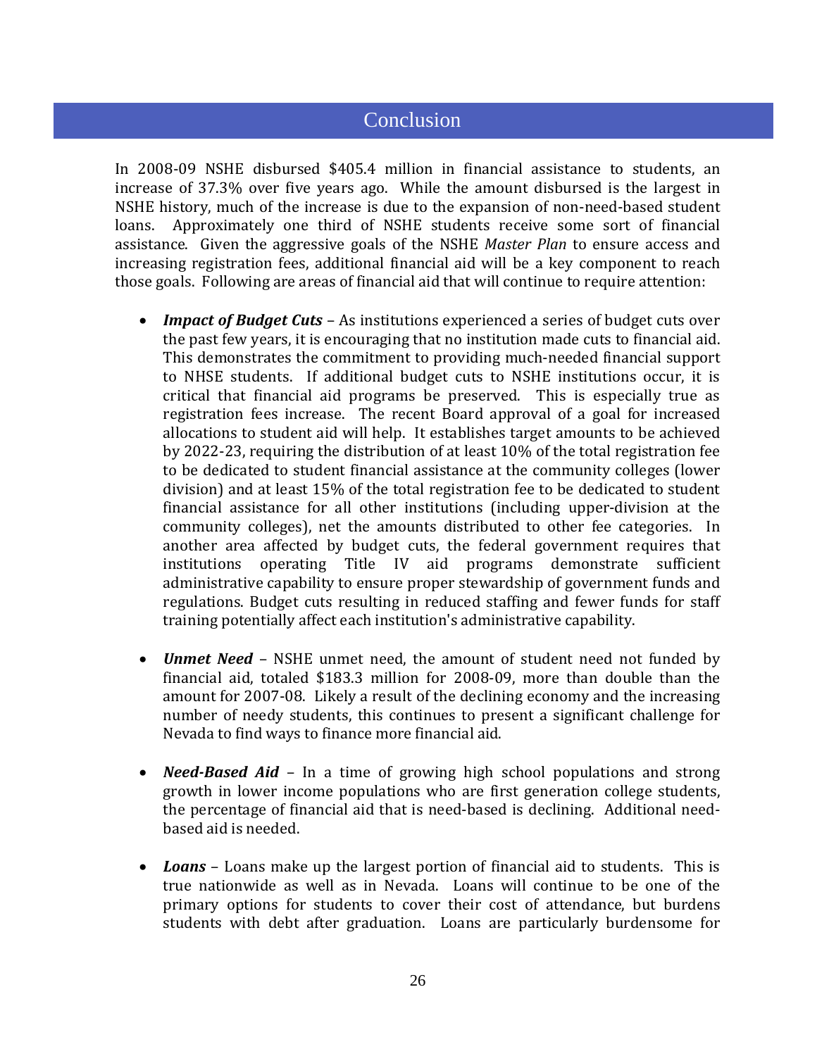# Conclusion

In 2008-09 NSHE disbursed $405.4 million in financial assistance to students, an increase of 37.3% over five years ago. While the amount disbursed is the largest in NSHE history, much of the increase is due to the expansion of non-need-based student loans. Approximately one third of NSHE students receive some sort of financial assistance. Given the aggressive goals of the NSHE *Master Plan* to ensure access and increasing registration fees, additional financial aid will be a key component to reach those goals. Following are areas of financial aid that will continue to require attention:

- ***Impact of Budget Cuts*** – As institutions experienced a series of budget cuts over the past few years, it is encouraging that no institution made cuts to financial aid. This demonstrates the commitment to providing much-needed financial support to NHSE students. If additional budget cuts to NSHE institutions occur, it is critical that financial aid programs be preserved. This is especially true as registration fees increase. The recent Board approval of a goal for increased allocations to student aid will help. It establishes target amounts to be achieved by 2022-23, requiring the distribution of at least 10% of the total registration fee to be dedicated to student financial assistance at the community colleges (lower division) and at least 15% of the total registration fee to be dedicated to student financial assistance for all other institutions (including upper-division at the community colleges), net the amounts distributed to other fee categories. In another area affected by budget cuts, the federal government requires that institutions operating Title IV aid programs demonstrate sufficient administrative capability to ensure proper stewardship of government funds and regulations. Budget cuts resulting in reduced staffing and fewer funds for staff training potentially affect each institution's administrative capability.

- ***Unmet Need*** – NSHE unmet need, the amount of student need not funded by financial aid, totaled $183.3 million for 2008-09, more than double than the amount for 2007-08. Likely a result of the declining economy and the increasing number of needy students, this continues to present a significant challenge for Nevada to find ways to finance more financial aid.

- ***Need-Based Aid*** – In a time of growing high school populations and strong growth in lower income populations who are first generation college students, the percentage of financial aid that is need-based is declining. Additional need-based aid is needed.

- ***Loans*** – Loans make up the largest portion of financial aid to students. This is true nationwide as well as in Nevada. Loans will continue to be one of the primary options for students to cover their cost of attendance, but burdens students with debt after graduation. Loans are particularly burdensome for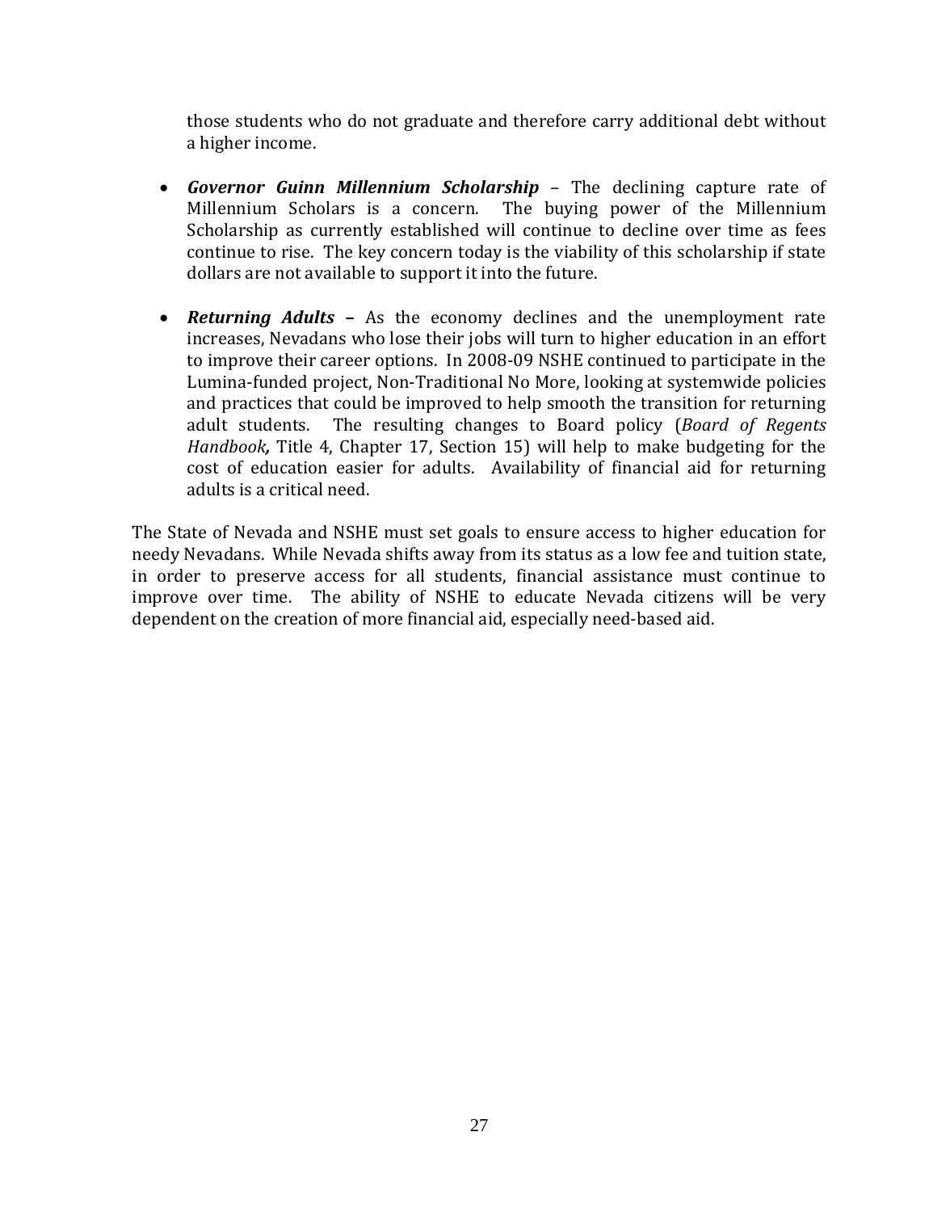those students who do not graduate and therefore carry additional debt without a higher income.

- ***Governor Guinn Millennium Scholarship*** – The declining capture rate of Millennium Scholars is a concern. The buying power of the Millennium Scholarship as currently established will continue to decline over time as fees continue to rise. The key concern today is the viability of this scholarship if state dollars are not available to support it into the future.

- ***Returning Adults –*** As the economy declines and the unemployment rate increases, Nevadans who lose their jobs will turn to higher education in an effort to improve their career options. In 2008-09 NSHE continued to participate in the Lumina-funded project, Non-Traditional No More, looking at systemwide policies and practices that could be improved to help smooth the transition for returning adult students. The resulting changes to Board policy (*Board of Regents Handbook,* Title 4, Chapter 17, Section 15) will help to make budgeting for the cost of education easier for adults. Availability of financial aid for returning adults is a critical need.

The State of Nevada and NSHE must set goals to ensure access to higher education for needy Nevadans. While Nevada shifts away from its status as a low fee and tuition state, in order to preserve access for all students, financial assistance must continue to improve over time. The ability of NSHE to educate Nevada citizens will be very dependent on the creation of more financial aid, especially need-based aid.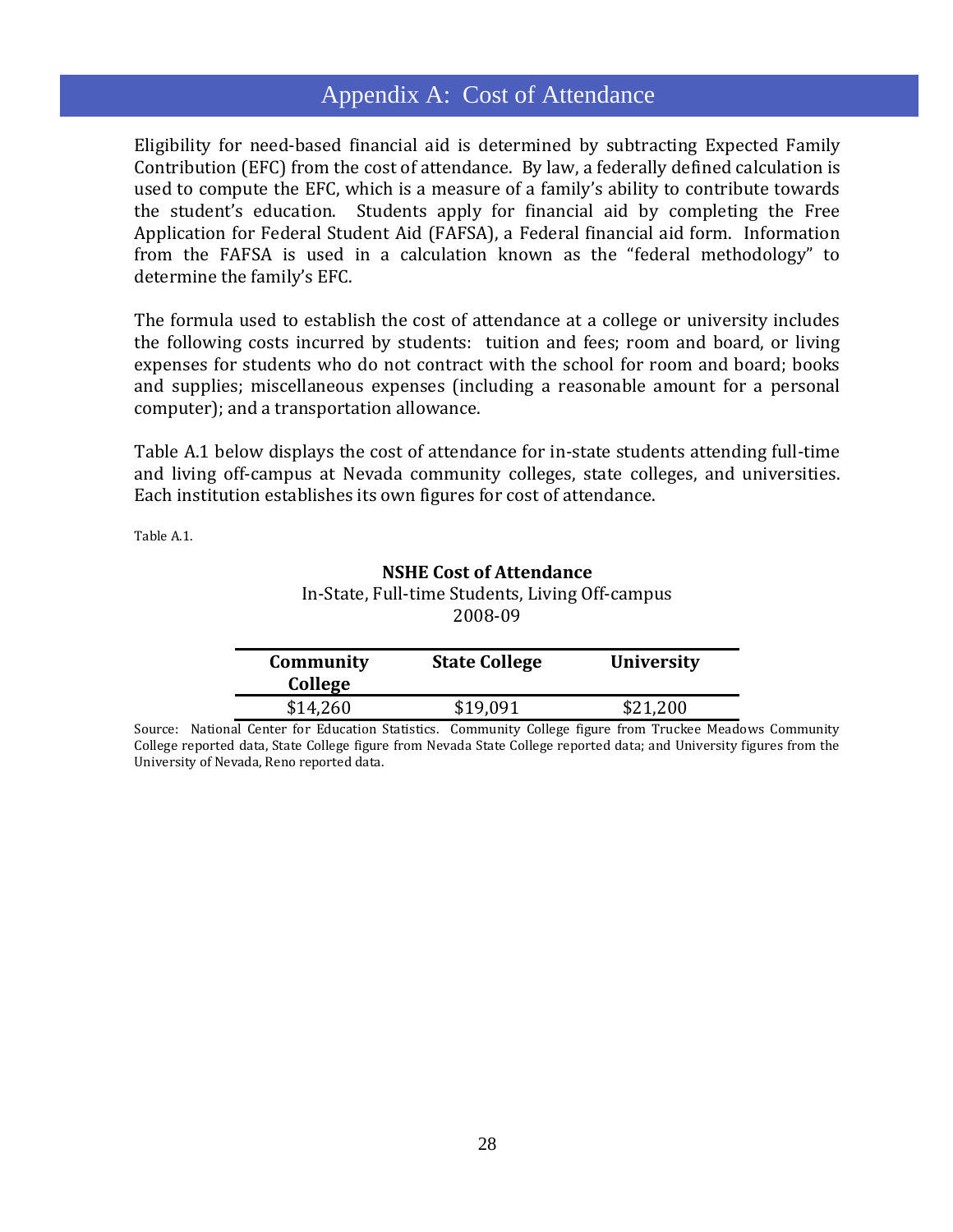# Appendix A: Cost of Attendance

Eligibility for need-based financial aid is determined by subtracting Expected Family Contribution (EFC) from the cost of attendance. By law, a federally defined calculation is used to compute the EFC, which is a measure of a family's ability to contribute towards the student's education. Students apply for financial aid by completing the Free Application for Federal Student Aid (FAFSA), a Federal financial aid form. Information from the FAFSA is used in a calculation known as the "federal methodology" to determine the family's EFC.

The formula used to establish the cost of attendance at a college or university includes the following costs incurred by students: tuition and fees; room and board, or living expenses for students who do not contract with the school for room and board; books and supplies; miscellaneous expenses (including a reasonable amount for a personal computer); and a transportation allowance.

Table A.1 below displays the cost of attendance for in-state students attending full-time and living off-campus at Nevada community colleges, state colleges, and universities. Each institution establishes its own figures for cost of attendance.

Table A.1.

**NSHE Cost of Attendance**
In-State, Full-time Students, Living Off-campus
2008-09

| Community College | State College | University |
|---|---|---|
| $14,260 | $19,091 | $21,200 |

Source: National Center for Education Statistics. Community College figure from Truckee Meadows Community College reported data, State College figure from Nevada State College reported data; and University figures from the University of Nevada, Reno reported data.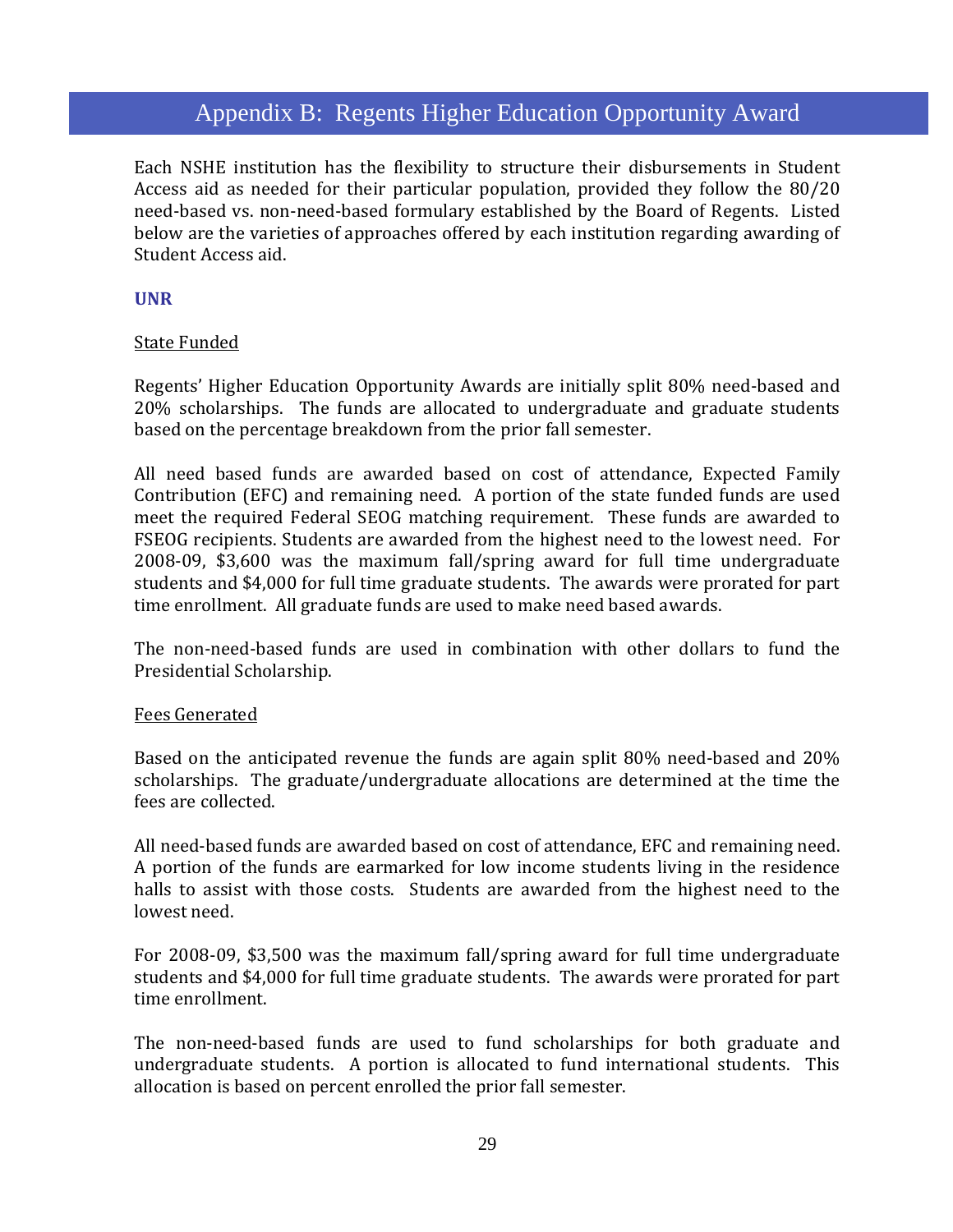# Appendix B: Regents Higher Education Opportunity Award

Each NSHE institution has the flexibility to structure their disbursements in Student Access aid as needed for their particular population, provided they follow the 80/20 need-based vs. non-need-based formulary established by the Board of Regents. Listed below are the varieties of approaches offered by each institution regarding awarding of Student Access aid.

### UNR

<u>State Funded</u>

Regents' Higher Education Opportunity Awards are initially split 80% need-based and 20% scholarships. The funds are allocated to undergraduate and graduate students based on the percentage breakdown from the prior fall semester.

All need based funds are awarded based on cost of attendance, Expected Family Contribution (EFC) and remaining need. A portion of the state funded funds are used meet the required Federal SEOG matching requirement. These funds are awarded to FSEOG recipients. Students are awarded from the highest need to the lowest need. For 2008-09, $3,600 was the maximum fall/spring award for full time undergraduate students and $4,000 for full time graduate students. The awards were prorated for part time enrollment. All graduate funds are used to make need based awards.

The non-need-based funds are used in combination with other dollars to fund the Presidential Scholarship.

<u>Fees Generated</u>

Based on the anticipated revenue the funds are again split 80% need-based and 20% scholarships. The graduate/undergraduate allocations are determined at the time the fees are collected.

All need-based funds are awarded based on cost of attendance, EFC and remaining need. A portion of the funds are earmarked for low income students living in the residence halls to assist with those costs. Students are awarded from the highest need to the lowest need.

For 2008-09, $3,500 was the maximum fall/spring award for full time undergraduate students and $4,000 for full time graduate students. The awards were prorated for part time enrollment.

The non-need-based funds are used to fund scholarships for both graduate and undergraduate students. A portion is allocated to fund international students. This allocation is based on percent enrolled the prior fall semester.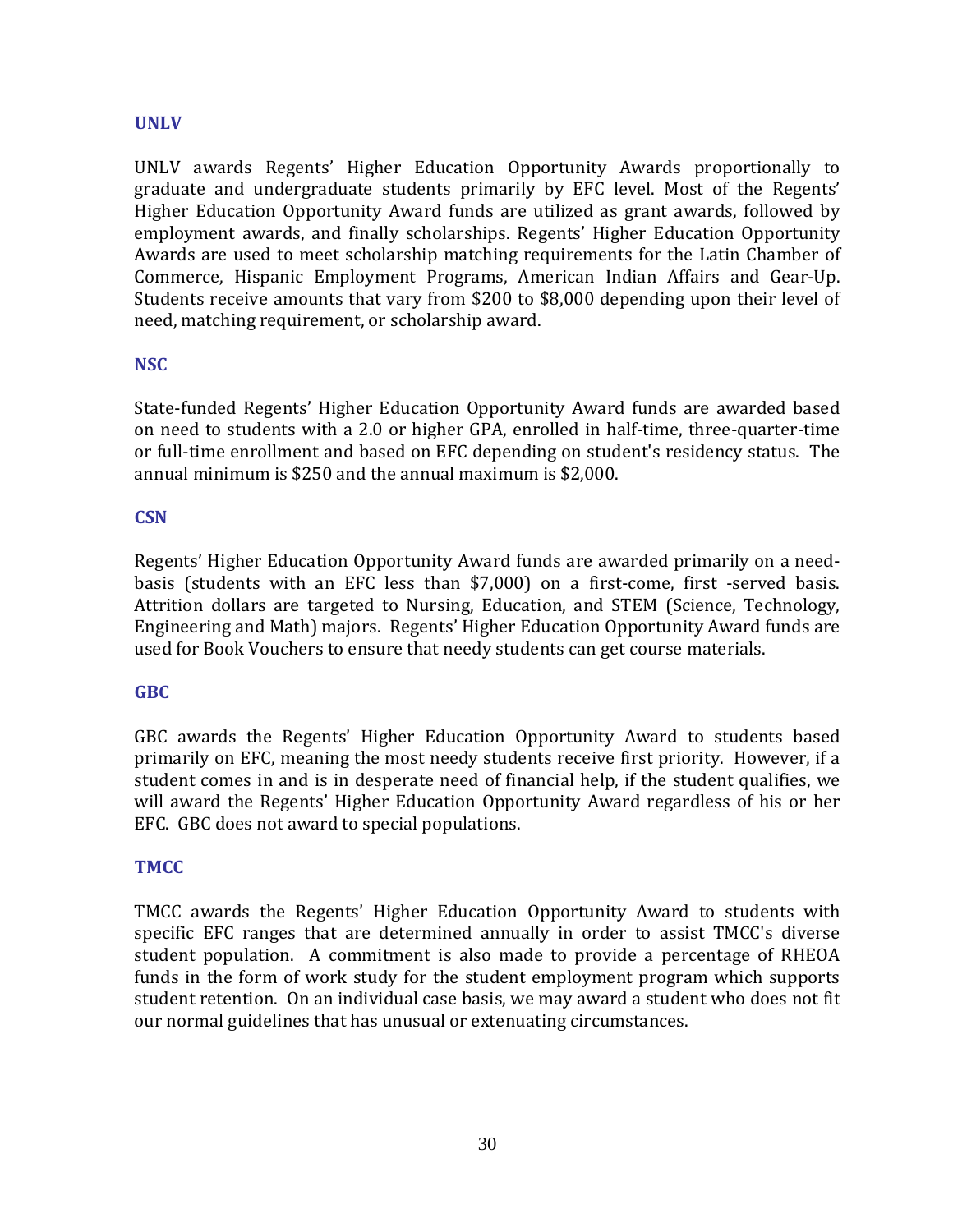### UNLV

UNLV awards Regents' Higher Education Opportunity Awards proportionally to graduate and undergraduate students primarily by EFC level. Most of the Regents' Higher Education Opportunity Award funds are utilized as grant awards, followed by employment awards, and finally scholarships. Regents' Higher Education Opportunity Awards are used to meet scholarship matching requirements for the Latin Chamber of Commerce, Hispanic Employment Programs, American Indian Affairs and Gear-Up. Students receive amounts that vary from $200 to $8,000 depending upon their level of need, matching requirement, or scholarship award.

### NSC

State-funded Regents' Higher Education Opportunity Award funds are awarded based on need to students with a 2.0 or higher GPA, enrolled in half-time, three-quarter-time or full-time enrollment and based on EFC depending on student's residency status. The annual minimum is $250 and the annual maximum is $2,000.

### CSN

Regents' Higher Education Opportunity Award funds are awarded primarily on a need-basis (students with an EFC less than $7,000) on a first-come, first -served basis. Attrition dollars are targeted to Nursing, Education, and STEM (Science, Technology, Engineering and Math) majors. Regents' Higher Education Opportunity Award funds are used for Book Vouchers to ensure that needy students can get course materials.

### GBC

GBC awards the Regents' Higher Education Opportunity Award to students based primarily on EFC, meaning the most needy students receive first priority. However, if a student comes in and is in desperate need of financial help, if the student qualifies, we will award the Regents' Higher Education Opportunity Award regardless of his or her EFC. GBC does not award to special populations.

### TMCC

TMCC awards the Regents' Higher Education Opportunity Award to students with specific EFC ranges that are determined annually in order to assist TMCC's diverse student population. A commitment is also made to provide a percentage of RHEOA funds in the form of work study for the student employment program which supports student retention. On an individual case basis, we may award a student who does not fit our normal guidelines that has unusual or extenuating circumstances.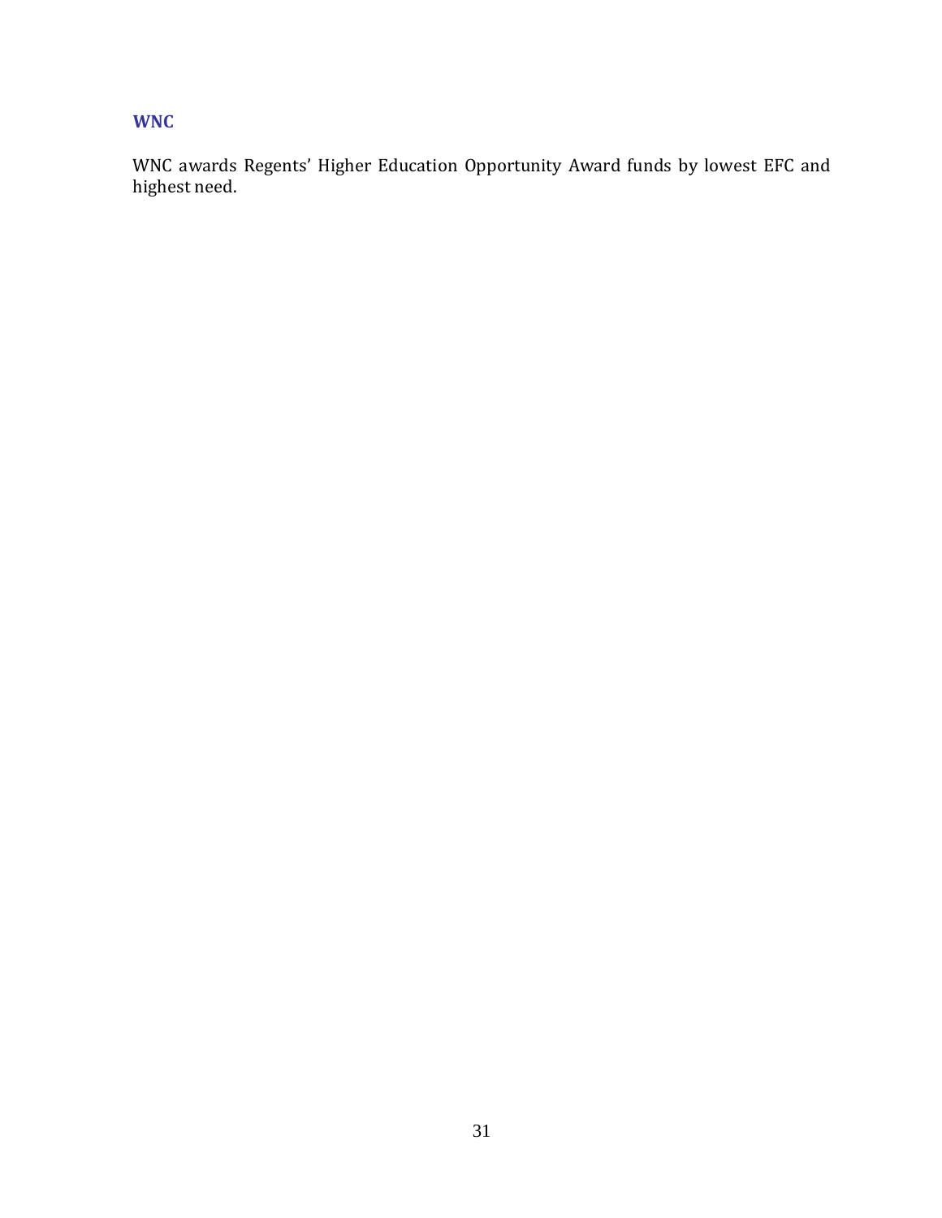### WNC

WNC awards Regents' Higher Education Opportunity Award funds by lowest EFC and highest need.